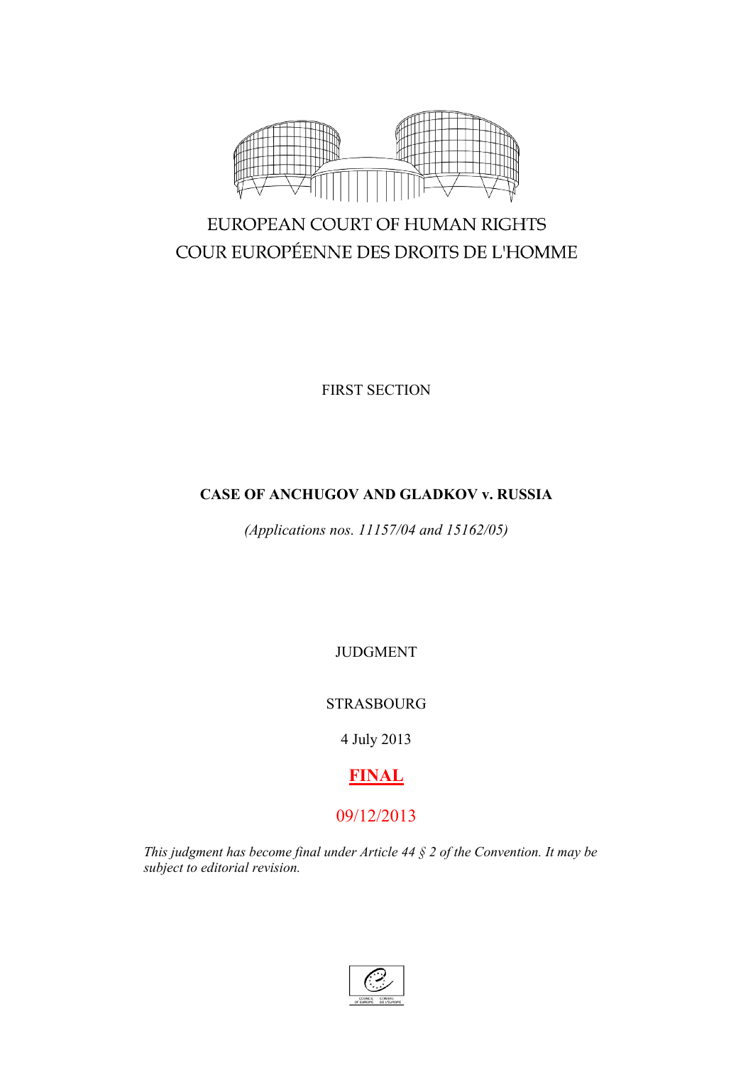EUROPEAN COURT OF HUMAN RIGHTS

COUR EUROPÉENNE DES DROITS DE L'HOMME

FIRST SECTION

**CASE OF ANCHUGOV AND GLADKOV v. RUSSIA**

*(Applications nos. 11157/04 and 15162/05)*

JUDGMENT

STRASBOURG

4 July 2013

**FINAL**

09/12/2013

*This judgment has become final under Article 44 § 2 of the Convention. It may be subject to editorial revision.*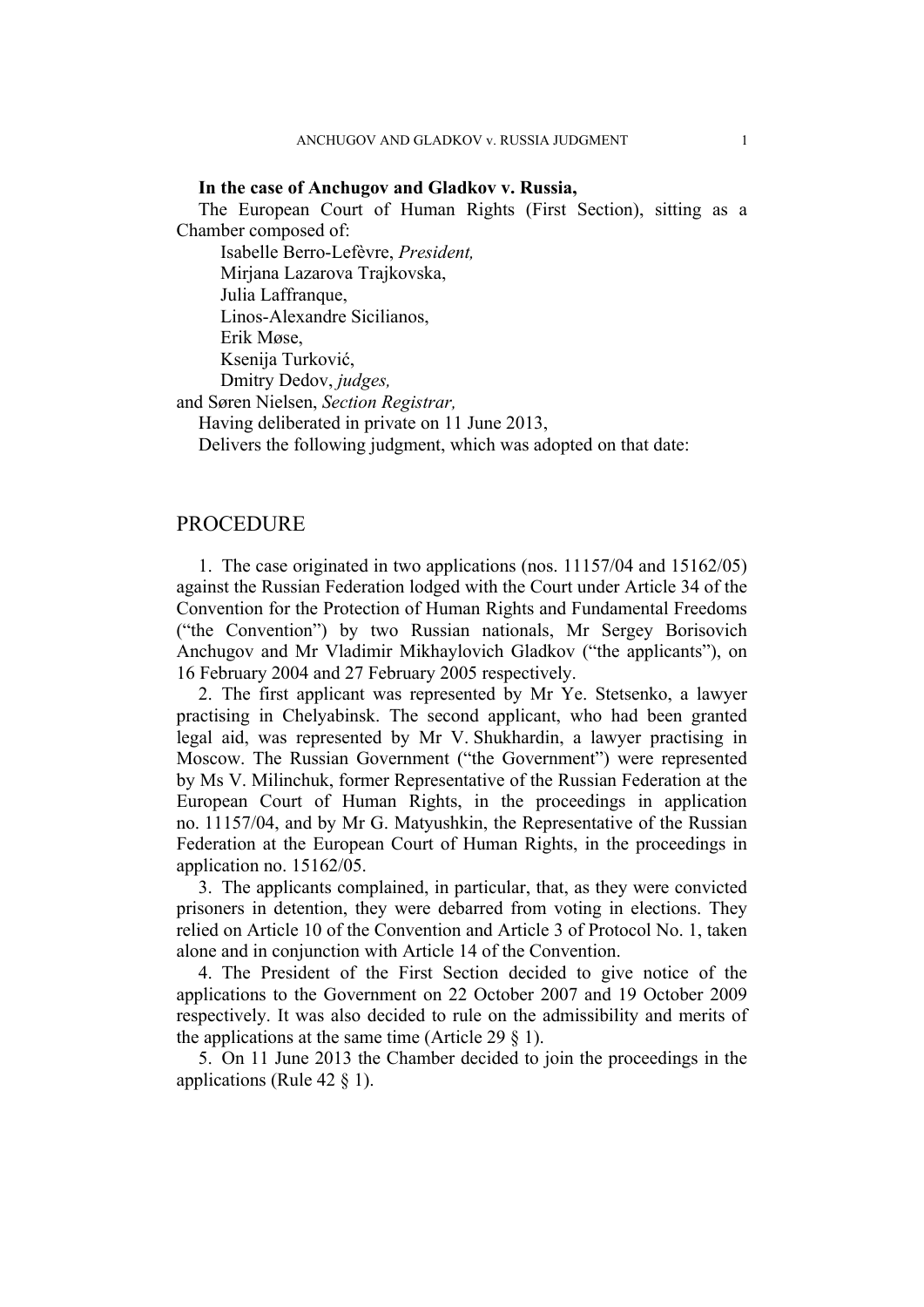**In the case of Anchugov and Gladkov v. Russia,**

The European Court of Human Rights (First Section), sitting as a Chamber composed of:

Isabelle Berro-Lefèvre, *President,*
Mirjana Lazarova Trajkovska,
Julia Laffranque,
Linos-Alexandre Sicilianos,
Erik Møse,
Ksenija Turković,
Dmitry Dedov, *judges,*
and Søren Nielsen, *Section Registrar,*

Having deliberated in private on 11 June 2013,

Delivers the following judgment, which was adopted on that date:

# PROCEDURE

1. The case originated in two applications (nos. 11157/04 and 15162/05) against the Russian Federation lodged with the Court under Article 34 of the Convention for the Protection of Human Rights and Fundamental Freedoms ("the Convention") by two Russian nationals, Mr Sergey Borisovich Anchugov and Mr Vladimir Mikhaylovich Gladkov ("the applicants"), on 16 February 2004 and 27 February 2005 respectively.

2. The first applicant was represented by Mr Ye. Stetsenko, a lawyer practising in Chelyabinsk. The second applicant, who had been granted legal aid, was represented by Mr V. Shukhardin, a lawyer practising in Moscow. The Russian Government ("the Government") were represented by Ms V. Milinchuk, former Representative of the Russian Federation at the European Court of Human Rights, in the proceedings in application no. 11157/04, and by Mr G. Matyushkin, the Representative of the Russian Federation at the European Court of Human Rights, in the proceedings in application no. 15162/05.

3. The applicants complained, in particular, that, as they were convicted prisoners in detention, they were debarred from voting in elections. They relied on Article 10 of the Convention and Article 3 of Protocol No. 1, taken alone and in conjunction with Article 14 of the Convention.

4. The President of the First Section decided to give notice of the applications to the Government on 22 October 2007 and 19 October 2009 respectively. It was also decided to rule on the admissibility and merits of the applications at the same time (Article 29 § 1).

5. On 11 June 2013 the Chamber decided to join the proceedings in the applications (Rule 42 § 1).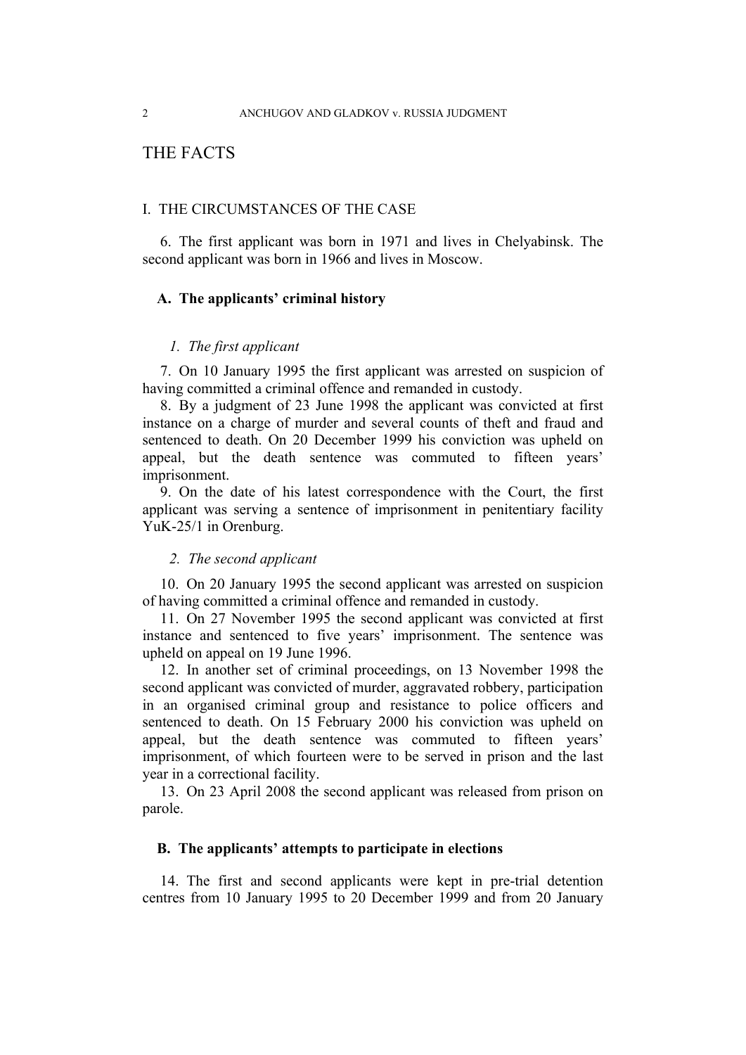# THE FACTS

## I. THE CIRCUMSTANCES OF THE CASE

6. The first applicant was born in 1971 and lives in Chelyabinsk. The second applicant was born in 1966 and lives in Moscow.

### A. The applicants' criminal history

#### *1. The first applicant*

7. On 10 January 1995 the first applicant was arrested on suspicion of having committed a criminal offence and remanded in custody.

8. By a judgment of 23 June 1998 the applicant was convicted at first instance on a charge of murder and several counts of theft and fraud and sentenced to death. On 20 December 1999 his conviction was upheld on appeal, but the death sentence was commuted to fifteen years' imprisonment.

9. On the date of his latest correspondence with the Court, the first applicant was serving a sentence of imprisonment in penitentiary facility YuK-25/1 in Orenburg.

#### *2. The second applicant*

10. On 20 January 1995 the second applicant was arrested on suspicion of having committed a criminal offence and remanded in custody.

11. On 27 November 1995 the second applicant was convicted at first instance and sentenced to five years' imprisonment. The sentence was upheld on appeal on 19 June 1996.

12. In another set of criminal proceedings, on 13 November 1998 the second applicant was convicted of murder, aggravated robbery, participation in an organised criminal group and resistance to police officers and sentenced to death. On 15 February 2000 his conviction was upheld on appeal, but the death sentence was commuted to fifteen years' imprisonment, of which fourteen were to be served in prison and the last year in a correctional facility.

13. On 23 April 2008 the second applicant was released from prison on parole.

### B. The applicants' attempts to participate in elections

14. The first and second applicants were kept in pre-trial detention centres from 10 January 1995 to 20 December 1999 and from 20 January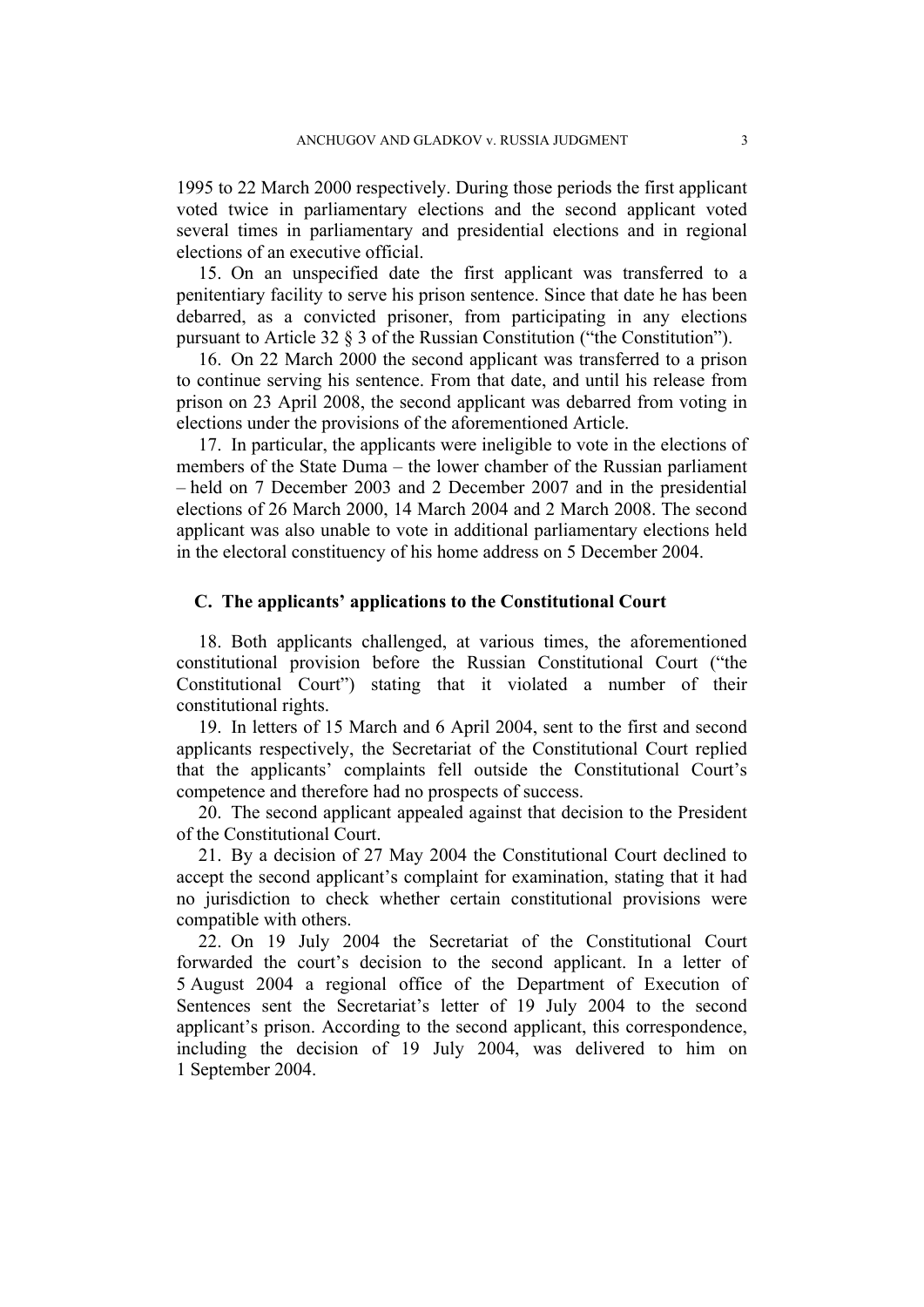1995 to 22 March 2000 respectively. During those periods the first applicant voted twice in parliamentary elections and the second applicant voted several times in parliamentary and presidential elections and in regional elections of an executive official.

15. On an unspecified date the first applicant was transferred to a penitentiary facility to serve his prison sentence. Since that date he has been debarred, as a convicted prisoner, from participating in any elections pursuant to Article 32 § 3 of the Russian Constitution ("the Constitution").

16. On 22 March 2000 the second applicant was transferred to a prison to continue serving his sentence. From that date, and until his release from prison on 23 April 2008, the second applicant was debarred from voting in elections under the provisions of the aforementioned Article.

17. In particular, the applicants were ineligible to vote in the elections of members of the State Duma – the lower chamber of the Russian parliament – held on 7 December 2003 and 2 December 2007 and in the presidential elections of 26 March 2000, 14 March 2004 and 2 March 2008. The second applicant was also unable to vote in additional parliamentary elections held in the electoral constituency of his home address on 5 December 2004.

## C. The applicants' applications to the Constitutional Court

18. Both applicants challenged, at various times, the aforementioned constitutional provision before the Russian Constitutional Court ("the Constitutional Court") stating that it violated a number of their constitutional rights.

19. In letters of 15 March and 6 April 2004, sent to the first and second applicants respectively, the Secretariat of the Constitutional Court replied that the applicants' complaints fell outside the Constitutional Court's competence and therefore had no prospects of success.

20. The second applicant appealed against that decision to the President of the Constitutional Court.

21. By a decision of 27 May 2004 the Constitutional Court declined to accept the second applicant's complaint for examination, stating that it had no jurisdiction to check whether certain constitutional provisions were compatible with others.

22. On 19 July 2004 the Secretariat of the Constitutional Court forwarded the court's decision to the second applicant. In a letter of 5 August 2004 a regional office of the Department of Execution of Sentences sent the Secretariat's letter of 19 July 2004 to the second applicant's prison. According to the second applicant, this correspondence, including the decision of 19 July 2004, was delivered to him on 1 September 2004.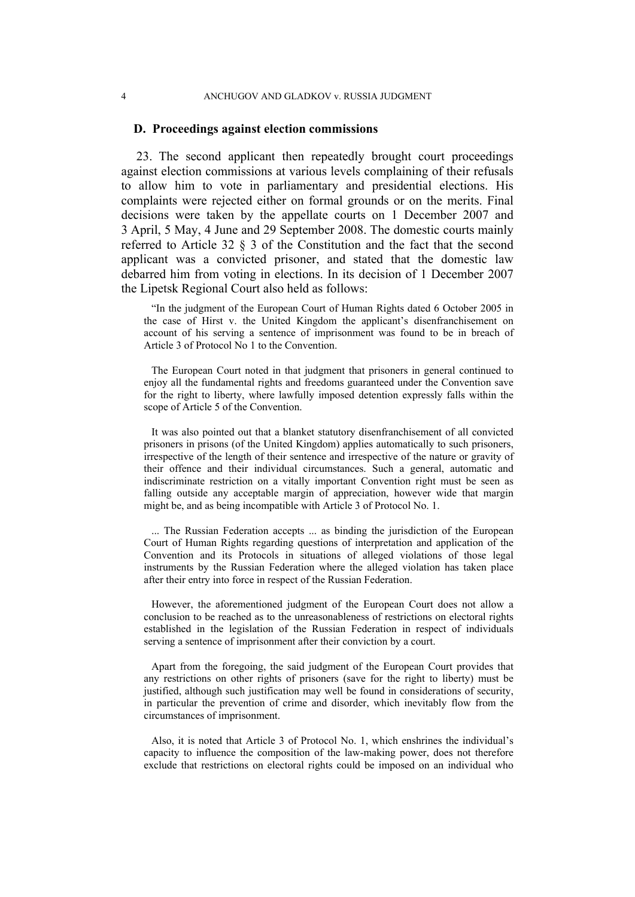### D. Proceedings against election commissions

23. The second applicant then repeatedly brought court proceedings against election commissions at various levels complaining of their refusals to allow him to vote in parliamentary and presidential elections. His complaints were rejected either on formal grounds or on the merits. Final decisions were taken by the appellate courts on 1 December 2007 and 3 April, 5 May, 4 June and 29 September 2008. The domestic courts mainly referred to Article 32 § 3 of the Constitution and the fact that the second applicant was a convicted prisoner, and stated that the domestic law debarred him from voting in elections. In its decision of 1 December 2007 the Lipetsk Regional Court also held as follows:

> "In the judgment of the European Court of Human Rights dated 6 October 2005 in the case of Hirst v. the United Kingdom the applicant's disenfranchisement on account of his serving a sentence of imprisonment was found to be in breach of Article 3 of Protocol No 1 to the Convention.
>
> The European Court noted in that judgment that prisoners in general continued to enjoy all the fundamental rights and freedoms guaranteed under the Convention save for the right to liberty, where lawfully imposed detention expressly falls within the scope of Article 5 of the Convention.
>
> It was also pointed out that a blanket statutory disenfranchisement of all convicted prisoners in prisons (of the United Kingdom) applies automatically to such prisoners, irrespective of the length of their sentence and irrespective of the nature or gravity of their offence and their individual circumstances. Such a general, automatic and indiscriminate restriction on a vitally important Convention right must be seen as falling outside any acceptable margin of appreciation, however wide that margin might be, and as being incompatible with Article 3 of Protocol No. 1.
>
> ... The Russian Federation accepts ... as binding the jurisdiction of the European Court of Human Rights regarding questions of interpretation and application of the Convention and its Protocols in situations of alleged violations of those legal instruments by the Russian Federation where the alleged violation has taken place after their entry into force in respect of the Russian Federation.
>
> However, the aforementioned judgment of the European Court does not allow a conclusion to be reached as to the unreasonableness of restrictions on electoral rights established in the legislation of the Russian Federation in respect of individuals serving a sentence of imprisonment after their conviction by a court.
>
> Apart from the foregoing, the said judgment of the European Court provides that any restrictions on other rights of prisoners (save for the right to liberty) must be justified, although such justification may well be found in considerations of security, in particular the prevention of crime and disorder, which inevitably flow from the circumstances of imprisonment.
>
> Also, it is noted that Article 3 of Protocol No. 1, which enshrines the individual's capacity to influence the composition of the law-making power, does not therefore exclude that restrictions on electoral rights could be imposed on an individual who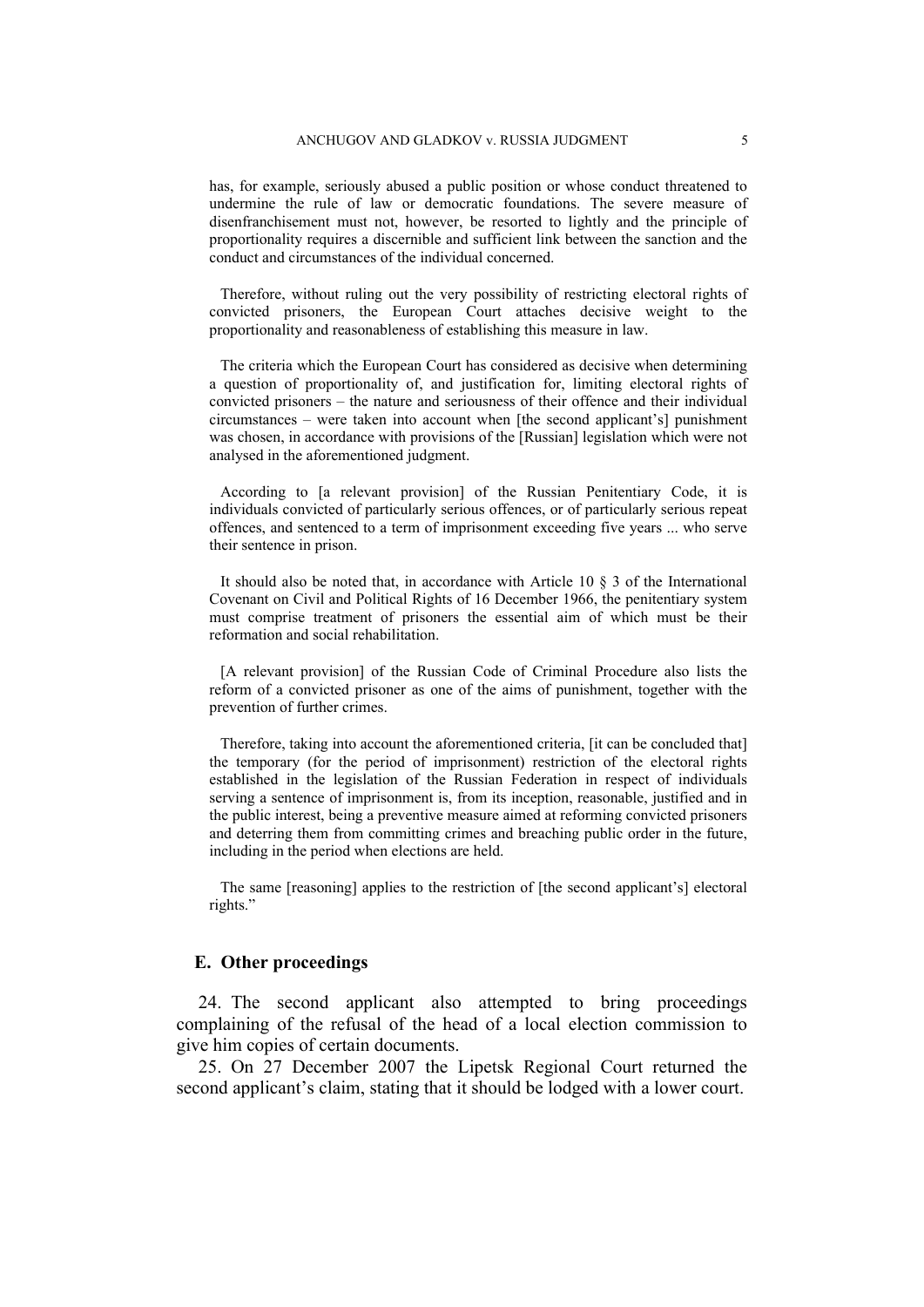has, for example, seriously abused a public position or whose conduct threatened to undermine the rule of law or democratic foundations. The severe measure of disenfranchisement must not, however, be resorted to lightly and the principle of proportionality requires a discernible and sufficient link between the sanction and the conduct and circumstances of the individual concerned.

Therefore, without ruling out the very possibility of restricting electoral rights of convicted prisoners, the European Court attaches decisive weight to the proportionality and reasonableness of establishing this measure in law.

The criteria which the European Court has considered as decisive when determining a question of proportionality of, and justification for, limiting electoral rights of convicted prisoners – the nature and seriousness of their offence and their individual circumstances – were taken into account when [the second applicant's] punishment was chosen, in accordance with provisions of the [Russian] legislation which were not analysed in the aforementioned judgment.

According to [a relevant provision] of the Russian Penitentiary Code, it is individuals convicted of particularly serious offences, or of particularly serious repeat offences, and sentenced to a term of imprisonment exceeding five years ... who serve their sentence in prison.

It should also be noted that, in accordance with Article 10 § 3 of the International Covenant on Civil and Political Rights of 16 December 1966, the penitentiary system must comprise treatment of prisoners the essential aim of which must be their reformation and social rehabilitation.

[A relevant provision] of the Russian Code of Criminal Procedure also lists the reform of a convicted prisoner as one of the aims of punishment, together with the prevention of further crimes.

Therefore, taking into account the aforementioned criteria, [it can be concluded that] the temporary (for the period of imprisonment) restriction of the electoral rights established in the legislation of the Russian Federation in respect of individuals serving a sentence of imprisonment is, from its inception, reasonable, justified and in the public interest, being a preventive measure aimed at reforming convicted prisoners and deterring them from committing crimes and breaching public order in the future, including in the period when elections are held.

The same [reasoning] applies to the restriction of [the second applicant's] electoral rights."

## E. Other proceedings

24. The second applicant also attempted to bring proceedings complaining of the refusal of the head of a local election commission to give him copies of certain documents.

25. On 27 December 2007 the Lipetsk Regional Court returned the second applicant's claim, stating that it should be lodged with a lower court.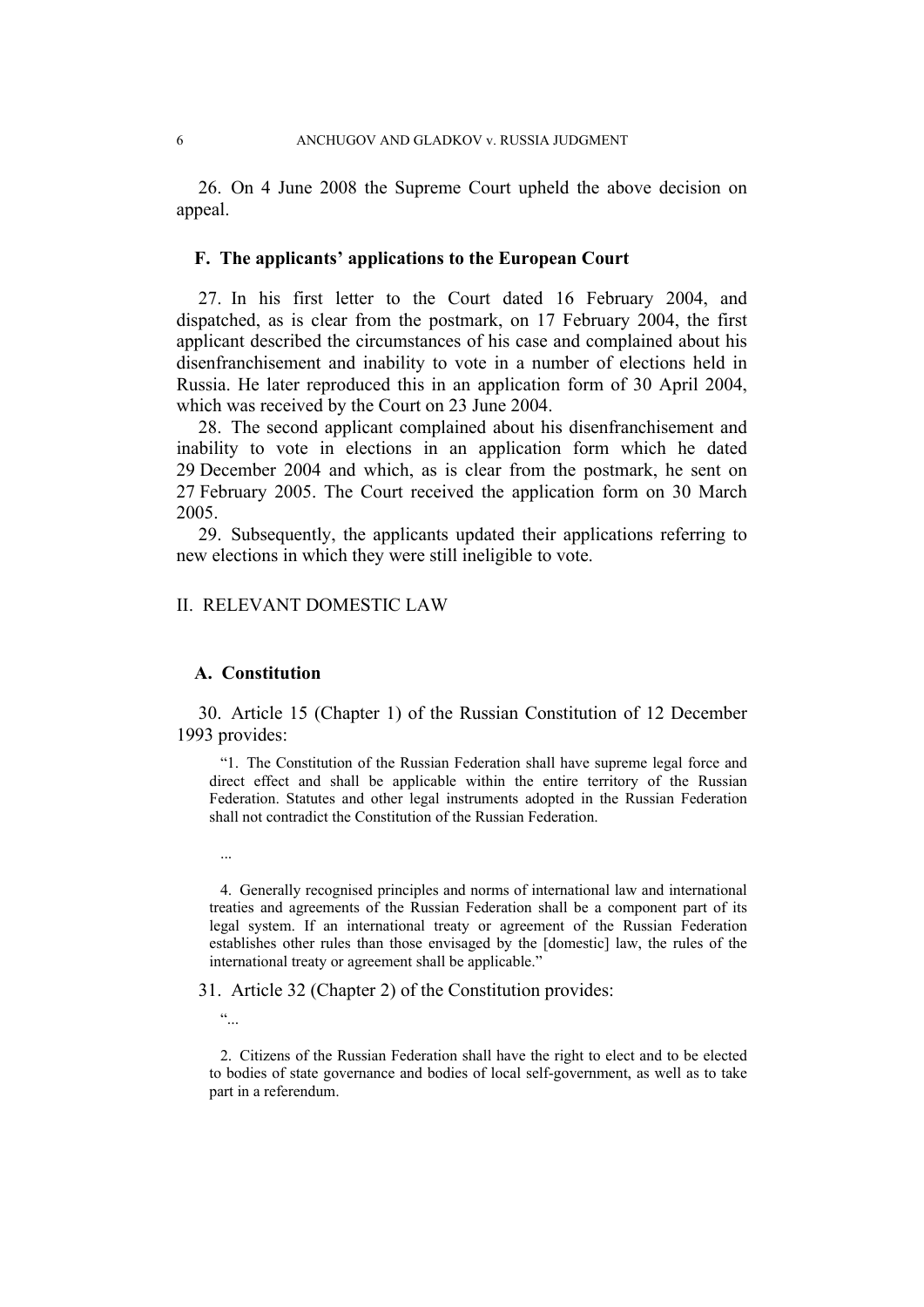26. On 4 June 2008 the Supreme Court upheld the above decision on appeal.

### F. The applicants' applications to the European Court

27. In his first letter to the Court dated 16 February 2004, and dispatched, as is clear from the postmark, on 17 February 2004, the first applicant described the circumstances of his case and complained about his disenfranchisement and inability to vote in a number of elections held in Russia. He later reproduced this in an application form of 30 April 2004, which was received by the Court on 23 June 2004.

28. The second applicant complained about his disenfranchisement and inability to vote in elections in an application form which he dated 29 December 2004 and which, as is clear from the postmark, he sent on 27 February 2005. The Court received the application form on 30 March 2005.

29. Subsequently, the applicants updated their applications referring to new elections in which they were still ineligible to vote.

## II. RELEVANT DOMESTIC LAW

### A. Constitution

30. Article 15 (Chapter 1) of the Russian Constitution of 12 December 1993 provides:

> "1. The Constitution of the Russian Federation shall have supreme legal force and direct effect and shall be applicable within the entire territory of the Russian Federation. Statutes and other legal instruments adopted in the Russian Federation shall not contradict the Constitution of the Russian Federation.
>
> ...
>
> 4. Generally recognised principles and norms of international law and international treaties and agreements of the Russian Federation shall be a component part of its legal system. If an international treaty or agreement of the Russian Federation establishes other rules than those envisaged by the [domestic] law, the rules of the international treaty or agreement shall be applicable."

31. Article 32 (Chapter 2) of the Constitution provides:

> "...
>
> 2. Citizens of the Russian Federation shall have the right to elect and to be elected to bodies of state governance and bodies of local self-government, as well as to take part in a referendum.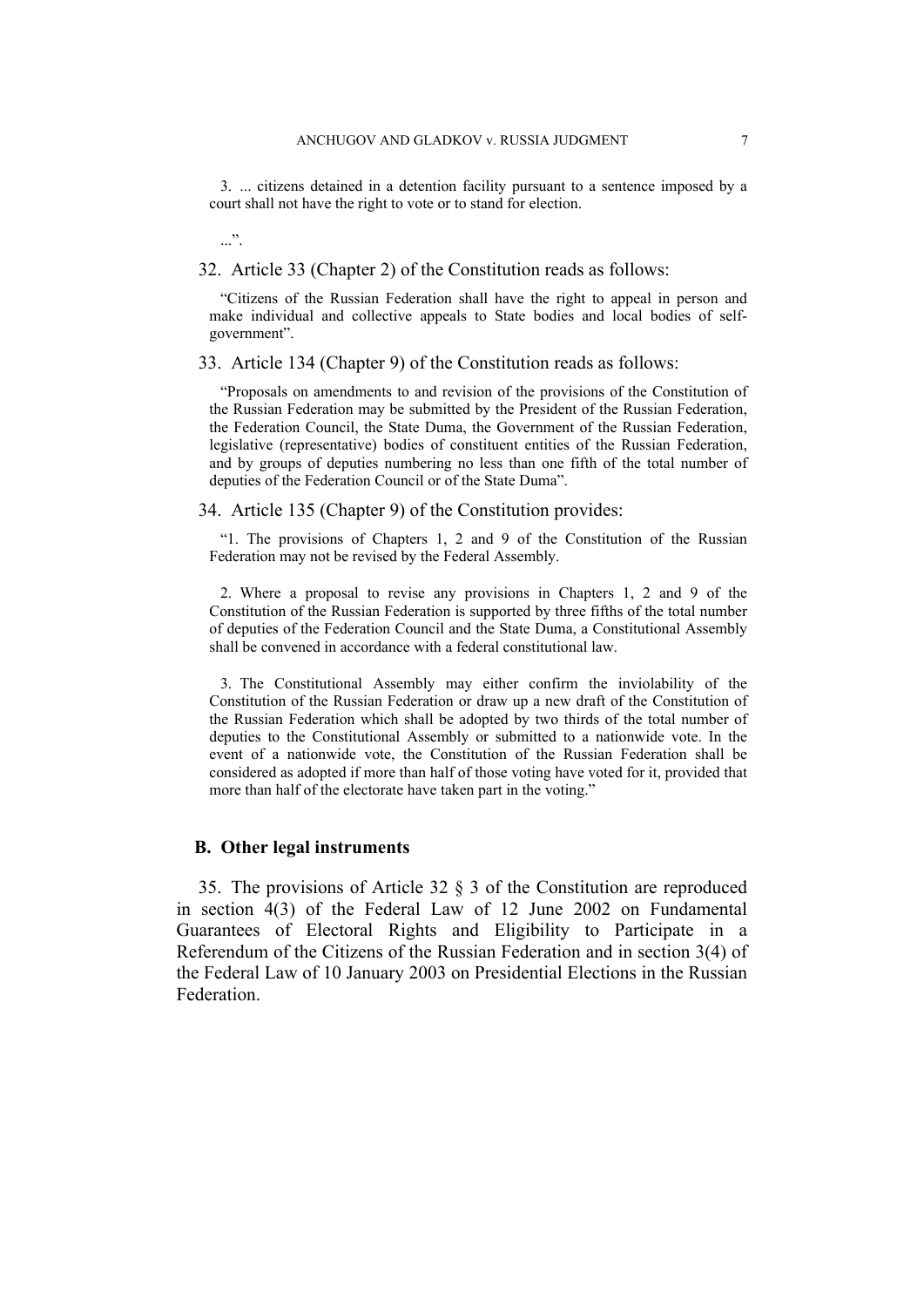> 3. ... citizens detained in a detention facility pursuant to a sentence imposed by a court shall not have the right to vote or to stand for election.
>
> ...”.

32. Article 33 (Chapter 2) of the Constitution reads as follows:

> “Citizens of the Russian Federation shall have the right to appeal in person and make individual and collective appeals to State bodies and local bodies of self-government”.

33. Article 134 (Chapter 9) of the Constitution reads as follows:

> “Proposals on amendments to and revision of the provisions of the Constitution of the Russian Federation may be submitted by the President of the Russian Federation, the Federation Council, the State Duma, the Government of the Russian Federation, legislative (representative) bodies of constituent entities of the Russian Federation, and by groups of deputies numbering no less than one fifth of the total number of deputies of the Federation Council or of the State Duma”.

34. Article 135 (Chapter 9) of the Constitution provides:

> “1. The provisions of Chapters 1, 2 and 9 of the Constitution of the Russian Federation may not be revised by the Federal Assembly.
>
> 2. Where a proposal to revise any provisions in Chapters 1, 2 and 9 of the Constitution of the Russian Federation is supported by three fifths of the total number of deputies of the Federation Council and the State Duma, a Constitutional Assembly shall be convened in accordance with a federal constitutional law.
>
> 3. The Constitutional Assembly may either confirm the inviolability of the Constitution of the Russian Federation or draw up a new draft of the Constitution of the Russian Federation which shall be adopted by two thirds of the total number of deputies to the Constitutional Assembly or submitted to a nationwide vote. In the event of a nationwide vote, the Constitution of the Russian Federation shall be considered as adopted if more than half of those voting have voted for it, provided that more than half of the electorate have taken part in the voting.”

## B. Other legal instruments

35. The provisions of Article 32 § 3 of the Constitution are reproduced in section 4(3) of the Federal Law of 12 June 2002 on Fundamental Guarantees of Electoral Rights and Eligibility to Participate in a Referendum of the Citizens of the Russian Federation and in section 3(4) of the Federal Law of 10 January 2003 on Presidential Elections in the Russian Federation.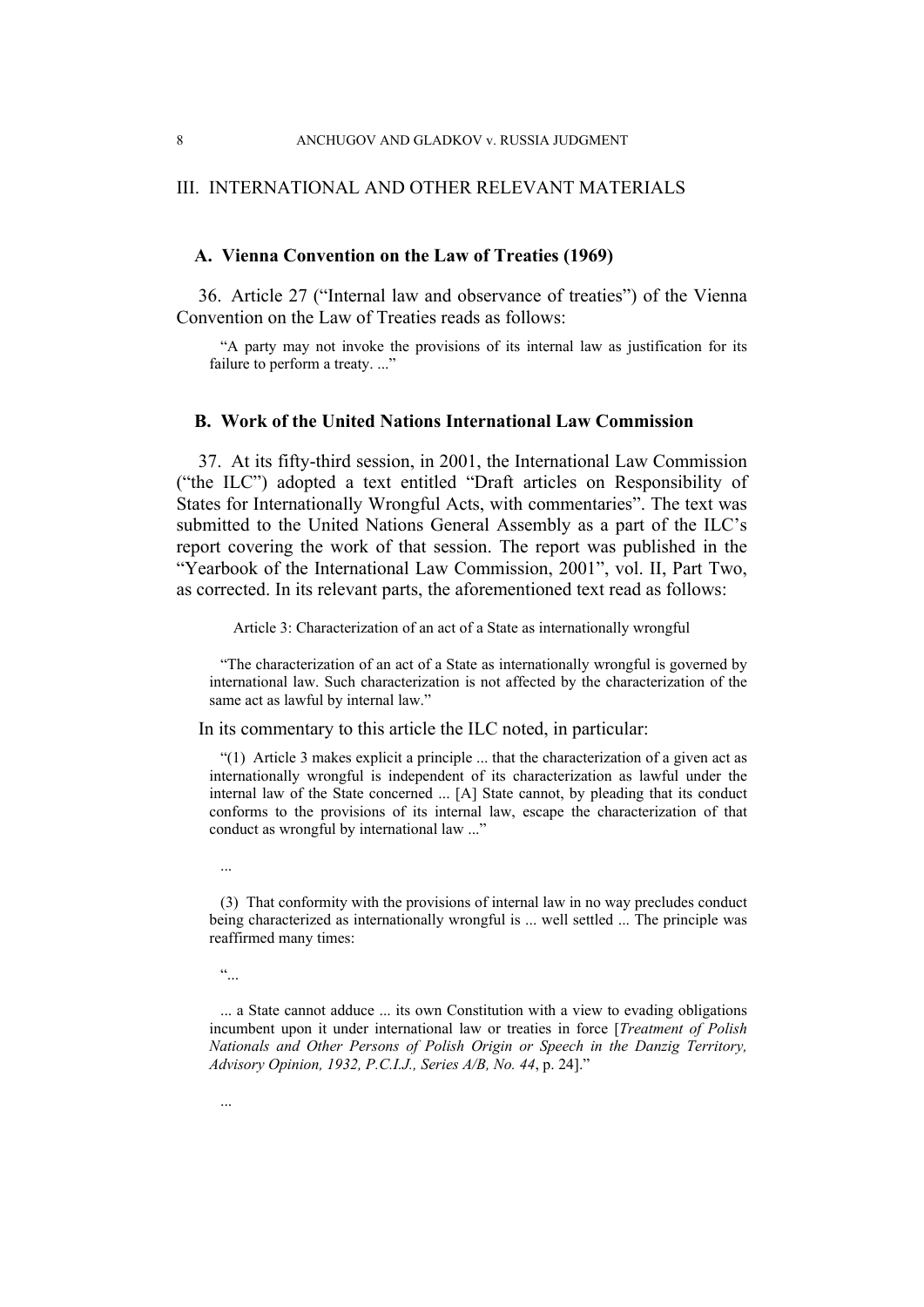## III. INTERNATIONAL AND OTHER RELEVANT MATERIALS

### A. Vienna Convention on the Law of Treaties (1969)

36. Article 27 ("Internal law and observance of treaties") of the Vienna Convention on the Law of Treaties reads as follows:

> "A party may not invoke the provisions of its internal law as justification for its failure to perform a treaty. ..."

### B. Work of the United Nations International Law Commission

37. At its fifty-third session, in 2001, the International Law Commission ("the ILC") adopted a text entitled "Draft articles on Responsibility of States for Internationally Wrongful Acts, with commentaries". The text was submitted to the United Nations General Assembly as a part of the ILC's report covering the work of that session. The report was published in the "Yearbook of the International Law Commission, 2001", vol. II, Part Two, as corrected. In its relevant parts, the aforementioned text read as follows:

> Article 3: Characterization of an act of a State as internationally wrongful
>
> "The characterization of an act of a State as internationally wrongful is governed by international law. Such characterization is not affected by the characterization of the same act as lawful by internal law."

In its commentary to this article the ILC noted, in particular:

> "(1) Article 3 makes explicit a principle ... that the characterization of a given act as internationally wrongful is independent of its characterization as lawful under the internal law of the State concerned ... [A] State cannot, by pleading that its conduct conforms to the provisions of its internal law, escape the characterization of that conduct as wrongful by international law ..."
>
> ...
>
> (3) That conformity with the provisions of internal law in no way precludes conduct being characterized as internationally wrongful is ... well settled ... The principle was reaffirmed many times:
>
> "...
>
> ... a State cannot adduce ... its own Constitution with a view to evading obligations incumbent upon it under international law or treaties in force [*Treatment of Polish Nationals and Other Persons of Polish Origin or Speech in the Danzig Territory, Advisory Opinion, 1932, P.C.I.J., Series A/B, No. 44*, p. 24]."
>
> ...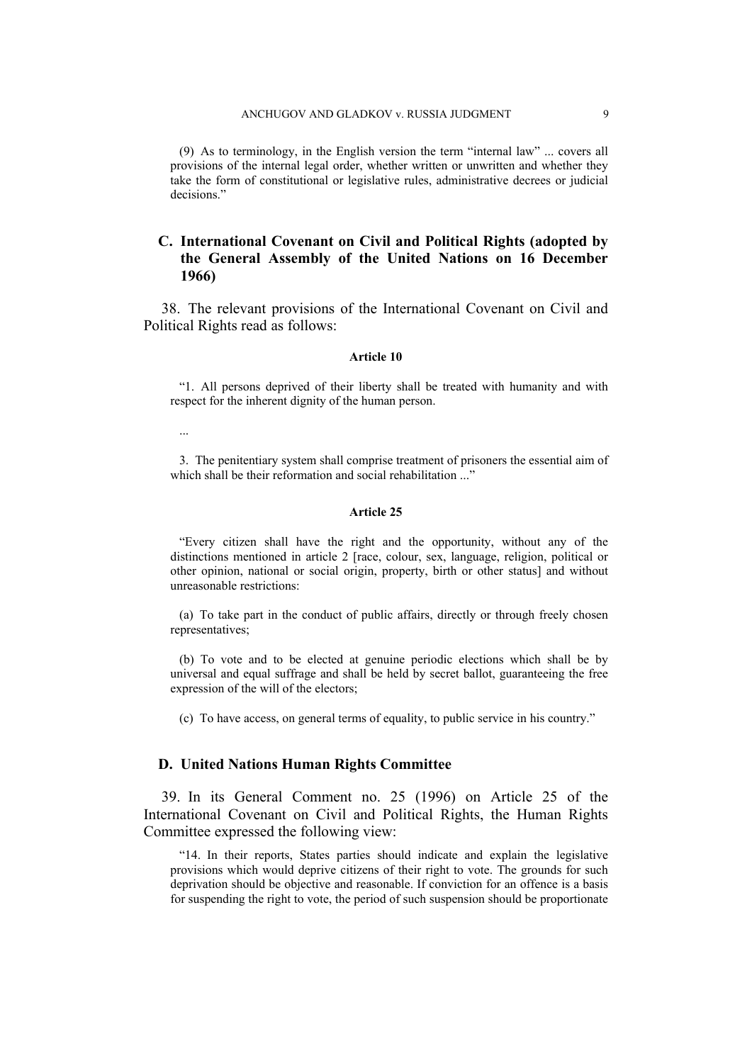(9) As to terminology, in the English version the term "internal law" ... covers all provisions of the internal legal order, whether written or unwritten and whether they take the form of constitutional or legislative rules, administrative decrees or judicial decisions."

## C. International Covenant on Civil and Political Rights (adopted by the General Assembly of the United Nations on 16 December 1966)

38. The relevant provisions of the International Covenant on Civil and Political Rights read as follows:

**Article 10**

"1. All persons deprived of their liberty shall be treated with humanity and with respect for the inherent dignity of the human person.

...

3. The penitentiary system shall comprise treatment of prisoners the essential aim of which shall be their reformation and social rehabilitation ..."

**Article 25**

"Every citizen shall have the right and the opportunity, without any of the distinctions mentioned in article 2 [race, colour, sex, language, religion, political or other opinion, national or social origin, property, birth or other status] and without unreasonable restrictions:

(a) To take part in the conduct of public affairs, directly or through freely chosen representatives;

(b) To vote and to be elected at genuine periodic elections which shall be by universal and equal suffrage and shall be held by secret ballot, guaranteeing the free expression of the will of the electors;

(c) To have access, on general terms of equality, to public service in his country."

## D. United Nations Human Rights Committee

39. In its General Comment no. 25 (1996) on Article 25 of the International Covenant on Civil and Political Rights, the Human Rights Committee expressed the following view:

"14. In their reports, States parties should indicate and explain the legislative provisions which would deprive citizens of their right to vote. The grounds for such deprivation should be objective and reasonable. If conviction for an offence is a basis for suspending the right to vote, the period of such suspension should be proportionate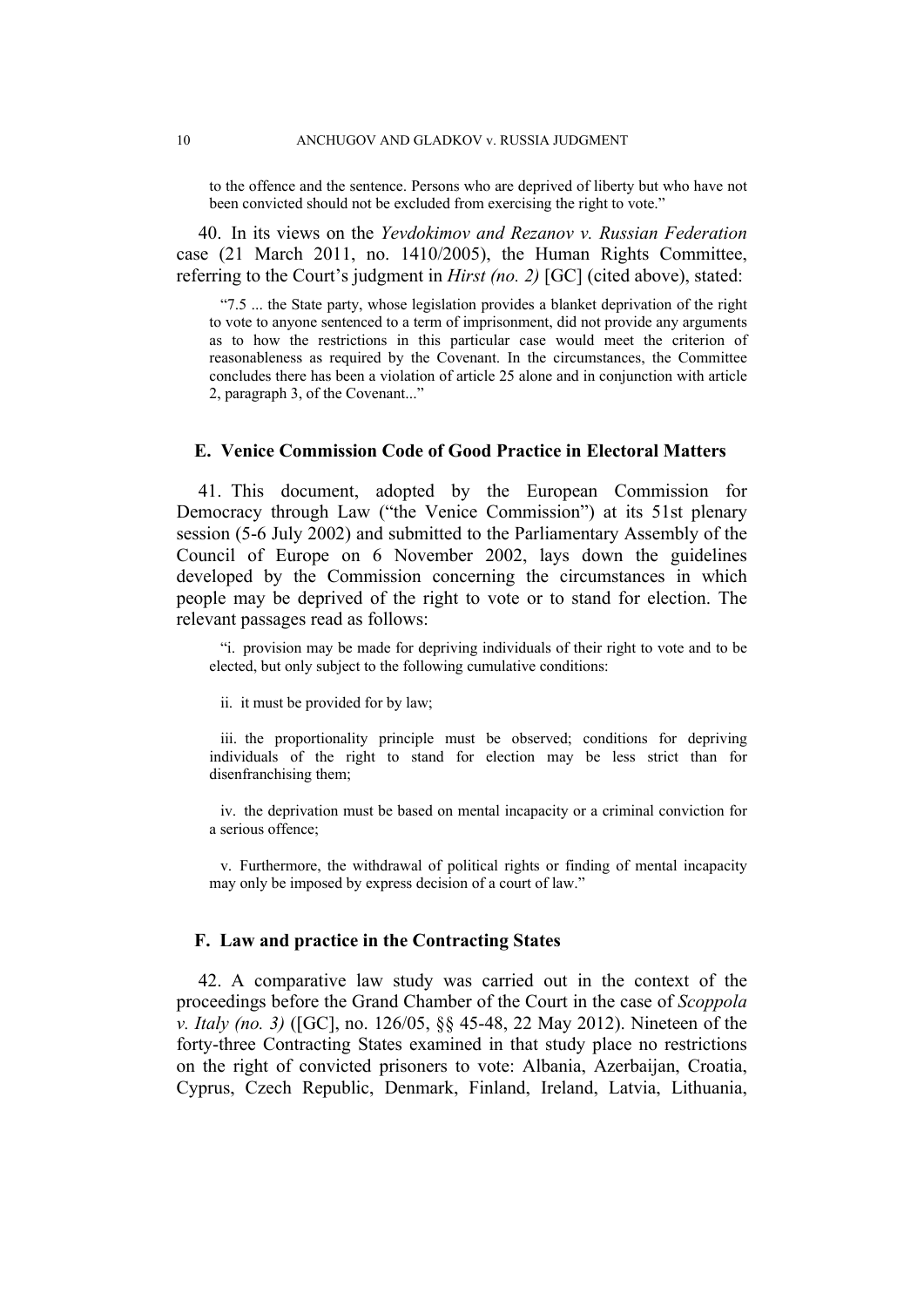to the offence and the sentence. Persons who are deprived of liberty but who have not been convicted should not be excluded from exercising the right to vote."

40. In its views on the *Yevdokimov and Rezanov v. Russian Federation* case (21 March 2011, no. 1410/2005), the Human Rights Committee, referring to the Court's judgment in *Hirst (no. 2)* [GC] (cited above), stated:

> "7.5 ... the State party, whose legislation provides a blanket deprivation of the right to vote to anyone sentenced to a term of imprisonment, did not provide any arguments as to how the restrictions in this particular case would meet the criterion of reasonableness as required by the Covenant. In the circumstances, the Committee concludes there has been a violation of article 25 alone and in conjunction with article 2, paragraph 3, of the Covenant..."

## E. Venice Commission Code of Good Practice in Electoral Matters

41. This document, adopted by the European Commission for Democracy through Law ("the Venice Commission") at its 51st plenary session (5-6 July 2002) and submitted to the Parliamentary Assembly of the Council of Europe on 6 November 2002, lays down the guidelines developed by the Commission concerning the circumstances in which people may be deprived of the right to vote or to stand for election. The relevant passages read as follows:

> "i. provision may be made for depriving individuals of their right to vote and to be elected, but only subject to the following cumulative conditions:
>
> ii. it must be provided for by law;
>
> iii. the proportionality principle must be observed; conditions for depriving individuals of the right to stand for election may be less strict than for disenfranchising them;
>
> iv. the deprivation must be based on mental incapacity or a criminal conviction for a serious offence;
>
> v. Furthermore, the withdrawal of political rights or finding of mental incapacity may only be imposed by express decision of a court of law."

## F. Law and practice in the Contracting States

42. A comparative law study was carried out in the context of the proceedings before the Grand Chamber of the Court in the case of *Scoppola v. Italy (no. 3)* ([GC], no. 126/05, §§ 45-48, 22 May 2012). Nineteen of the forty-three Contracting States examined in that study place no restrictions on the right of convicted prisoners to vote: Albania, Azerbaijan, Croatia, Cyprus, Czech Republic, Denmark, Finland, Ireland, Latvia, Lithuania,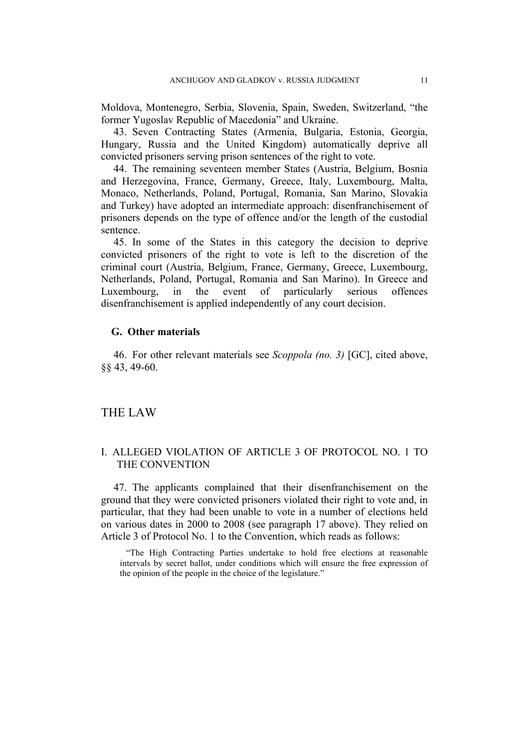Moldova, Montenegro, Serbia, Slovenia, Spain, Sweden, Switzerland, "the former Yugoslav Republic of Macedonia" and Ukraine.

43. Seven Contracting States (Armenia, Bulgaria, Estonia, Georgia, Hungary, Russia and the United Kingdom) automatically deprive all convicted prisoners serving prison sentences of the right to vote.

44. The remaining seventeen member States (Austria, Belgium, Bosnia and Herzegovina, France, Germany, Greece, Italy, Luxembourg, Malta, Monaco, Netherlands, Poland, Portugal, Romania, San Marino, Slovakia and Turkey) have adopted an intermediate approach: disenfranchisement of prisoners depends on the type of offence and/or the length of the custodial sentence.

45. In some of the States in this category the decision to deprive convicted prisoners of the right to vote is left to the discretion of the criminal court (Austria, Belgium, France, Germany, Greece, Luxembourg, Netherlands, Poland, Portugal, Romania and San Marino). In Greece and Luxembourg, in the event of particularly serious offences disenfranchisement is applied independently of any court decision.

### G. Other materials

46. For other relevant materials see *Scoppola (no. 3)* [GC], cited above, §§ 43, 49-60.

# THE LAW

## I. ALLEGED VIOLATION OF ARTICLE 3 OF PROTOCOL No. 1 TO THE CONVENTION

47. The applicants complained that their disenfranchisement on the ground that they were convicted prisoners violated their right to vote and, in particular, that they had been unable to vote in a number of elections held on various dates in 2000 to 2008 (see paragraph 17 above). They relied on Article 3 of Protocol No. 1 to the Convention, which reads as follows:

> "The High Contracting Parties undertake to hold free elections at reasonable intervals by secret ballot, under conditions which will ensure the free expression of the opinion of the people in the choice of the legislature."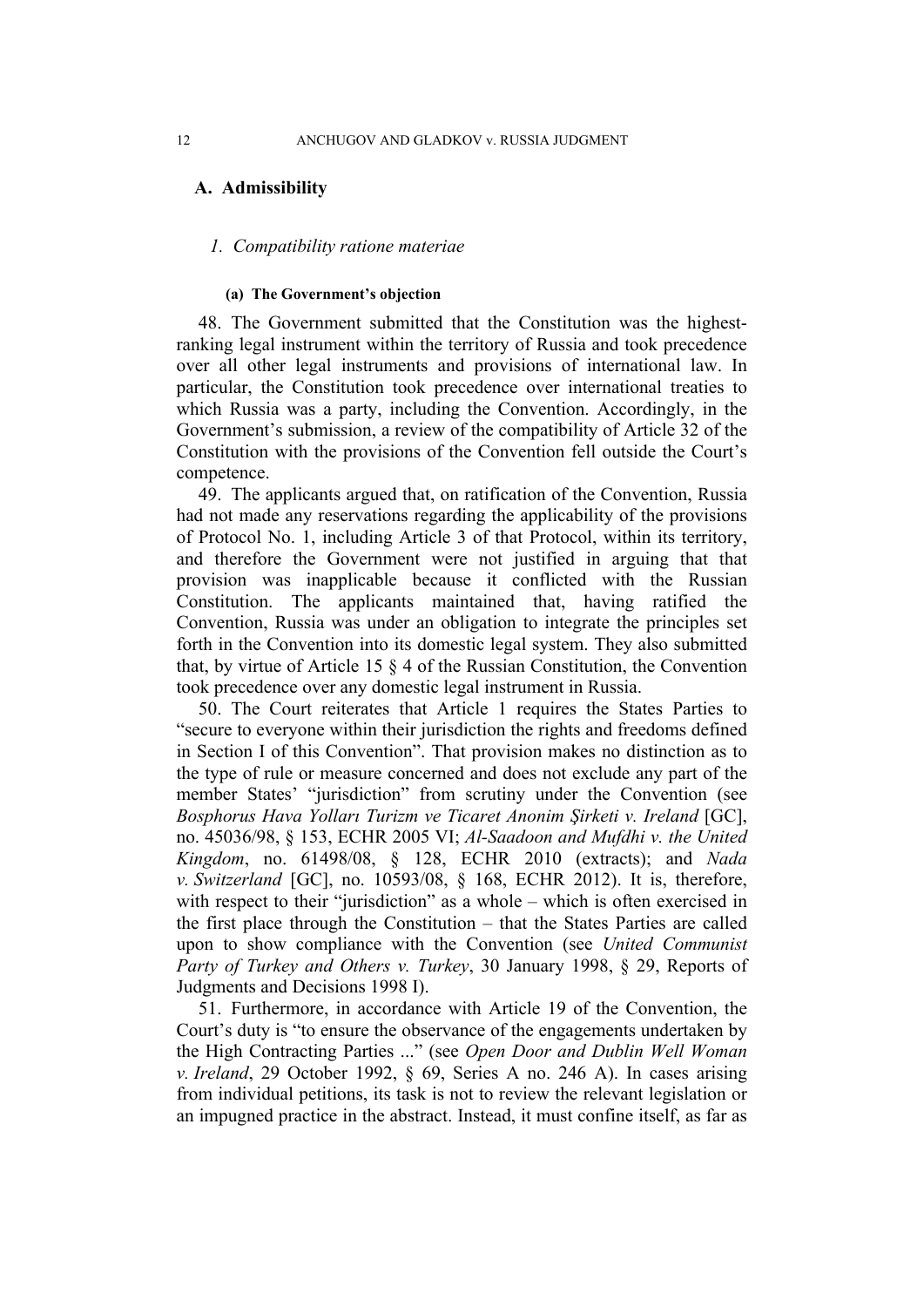## A. Admissibility

### *1. Compatibility ratione materiae*

#### (a) The Government's objection

48. The Government submitted that the Constitution was the highest-ranking legal instrument within the territory of Russia and took precedence over all other legal instruments and provisions of international law. In particular, the Constitution took precedence over international treaties to which Russia was a party, including the Convention. Accordingly, in the Government's submission, a review of the compatibility of Article 32 of the Constitution with the provisions of the Convention fell outside the Court's competence.

49. The applicants argued that, on ratification of the Convention, Russia had not made any reservations regarding the applicability of the provisions of Protocol No. 1, including Article 3 of that Protocol, within its territory, and therefore the Government were not justified in arguing that that provision was inapplicable because it conflicted with the Russian Constitution. The applicants maintained that, having ratified the Convention, Russia was under an obligation to integrate the principles set forth in the Convention into its domestic legal system. They also submitted that, by virtue of Article 15 § 4 of the Russian Constitution, the Convention took precedence over any domestic legal instrument in Russia.

50. The Court reiterates that Article 1 requires the States Parties to "secure to everyone within their jurisdiction the rights and freedoms defined in Section I of this Convention". That provision makes no distinction as to the type of rule or measure concerned and does not exclude any part of the member States' "jurisdiction" from scrutiny under the Convention (see *Bosphorus Hava Yolları Turizm ve Ticaret Anonim Şirketi v. Ireland* [GC], no. 45036/98, § 153, ECHR 2005 VI; *Al-Saadoon and Mufdhi v. the United Kingdom*, no. 61498/08, § 128, ECHR 2010 (extracts); and *Nada v. Switzerland* [GC], no. 10593/08, § 168, ECHR 2012). It is, therefore, with respect to their "jurisdiction" as a whole – which is often exercised in the first place through the Constitution – that the States Parties are called upon to show compliance with the Convention (see *United Communist Party of Turkey and Others v. Turkey*, 30 January 1998, § 29, Reports of Judgments and Decisions 1998 I).

51. Furthermore, in accordance with Article 19 of the Convention, the Court's duty is "to ensure the observance of the engagements undertaken by the High Contracting Parties ..." (see *Open Door and Dublin Well Woman v. Ireland*, 29 October 1992, § 69, Series A no. 246 A). In cases arising from individual petitions, its task is not to review the relevant legislation or an impugned practice in the abstract. Instead, it must confine itself, as far as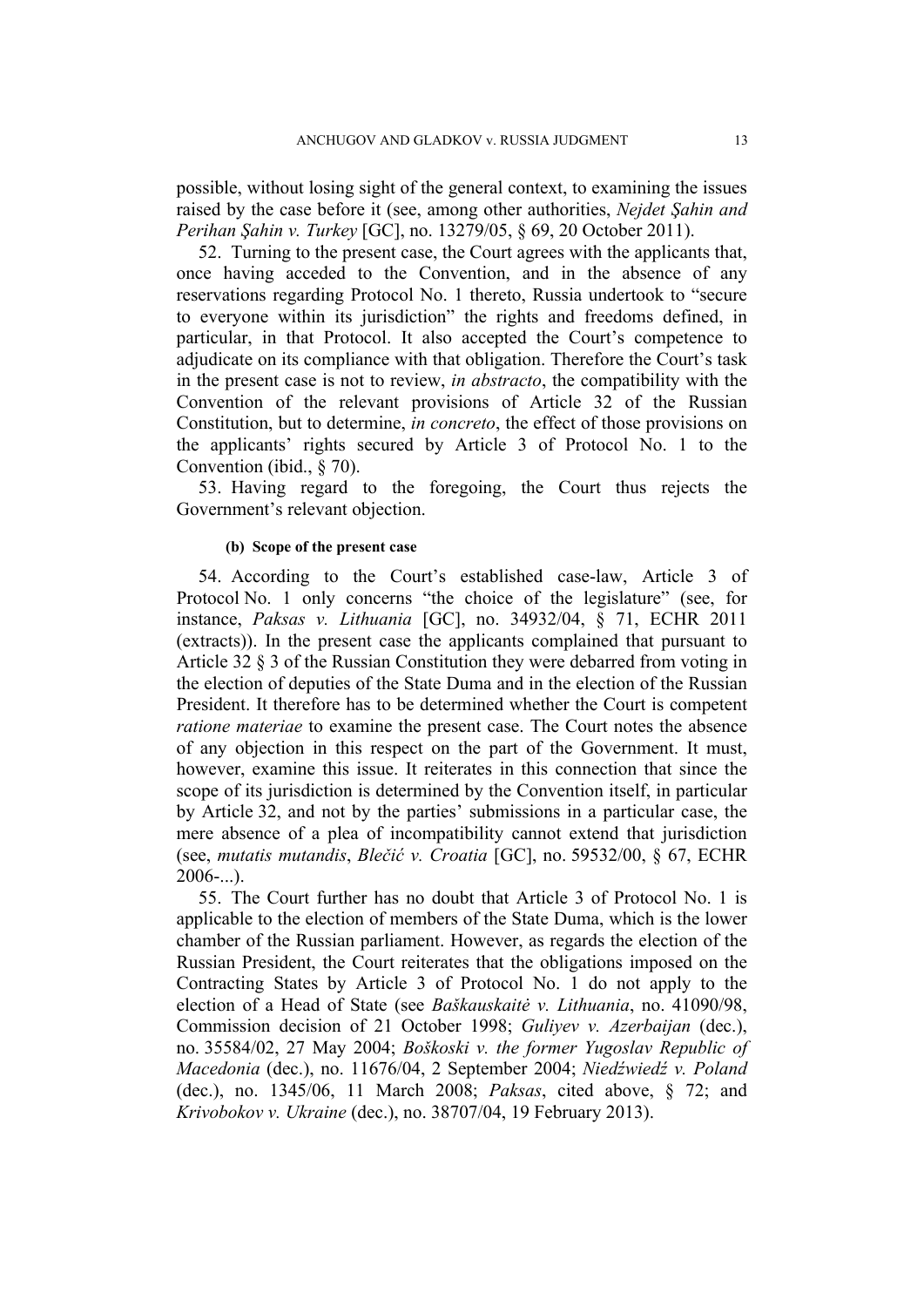possible, without losing sight of the general context, to examining the issues raised by the case before it (see, among other authorities, *Nejdet Şahin and Perihan Şahin v. Turkey* [GC], no. 13279/05, § 69, 20 October 2011).

52. Turning to the present case, the Court agrees with the applicants that, once having acceded to the Convention, and in the absence of any reservations regarding Protocol No. 1 thereto, Russia undertook to "secure to everyone within its jurisdiction" the rights and freedoms defined, in particular, in that Protocol. It also accepted the Court's competence to adjudicate on its compliance with that obligation. Therefore the Court's task in the present case is not to review, *in abstracto*, the compatibility with the Convention of the relevant provisions of Article 32 of the Russian Constitution, but to determine, *in concreto*, the effect of those provisions on the applicants' rights secured by Article 3 of Protocol No. 1 to the Convention (ibid., § 70).

53. Having regard to the foregoing, the Court thus rejects the Government's relevant objection.

#### (b) Scope of the present case

54. According to the Court's established case-law, Article 3 of Protocol No. 1 only concerns "the choice of the legislature" (see, for instance, *Paksas v. Lithuania* [GC], no. 34932/04, § 71, ECHR 2011 (extracts)). In the present case the applicants complained that pursuant to Article 32 § 3 of the Russian Constitution they were debarred from voting in the election of deputies of the State Duma and in the election of the Russian President. It therefore has to be determined whether the Court is competent *ratione materiae* to examine the present case. The Court notes the absence of any objection in this respect on the part of the Government. It must, however, examine this issue. It reiterates in this connection that since the scope of its jurisdiction is determined by the Convention itself, in particular by Article 32, and not by the parties' submissions in a particular case, the mere absence of a plea of incompatibility cannot extend that jurisdiction (see, *mutatis mutandis*, *Blečić v. Croatia* [GC], no. 59532/00, § 67, ECHR 2006-...).

55. The Court further has no doubt that Article 3 of Protocol No. 1 is applicable to the election of members of the State Duma, which is the lower chamber of the Russian parliament. However, as regards the election of the Russian President, the Court reiterates that the obligations imposed on the Contracting States by Article 3 of Protocol No. 1 do not apply to the election of a Head of State (see *Baškauskaitė v. Lithuania*, no. 41090/98, Commission decision of 21 October 1998; *Guliyev v. Azerbaijan* (dec.), no. 35584/02, 27 May 2004; *Boškoski v. the former Yugoslav Republic of Macedonia* (dec.), no. 11676/04, 2 September 2004; *Niedźwiedź v. Poland* (dec.), no. 1345/06, 11 March 2008; *Paksas*, cited above, § 72; and *Krivobokov v. Ukraine* (dec.), no. 38707/04, 19 February 2013).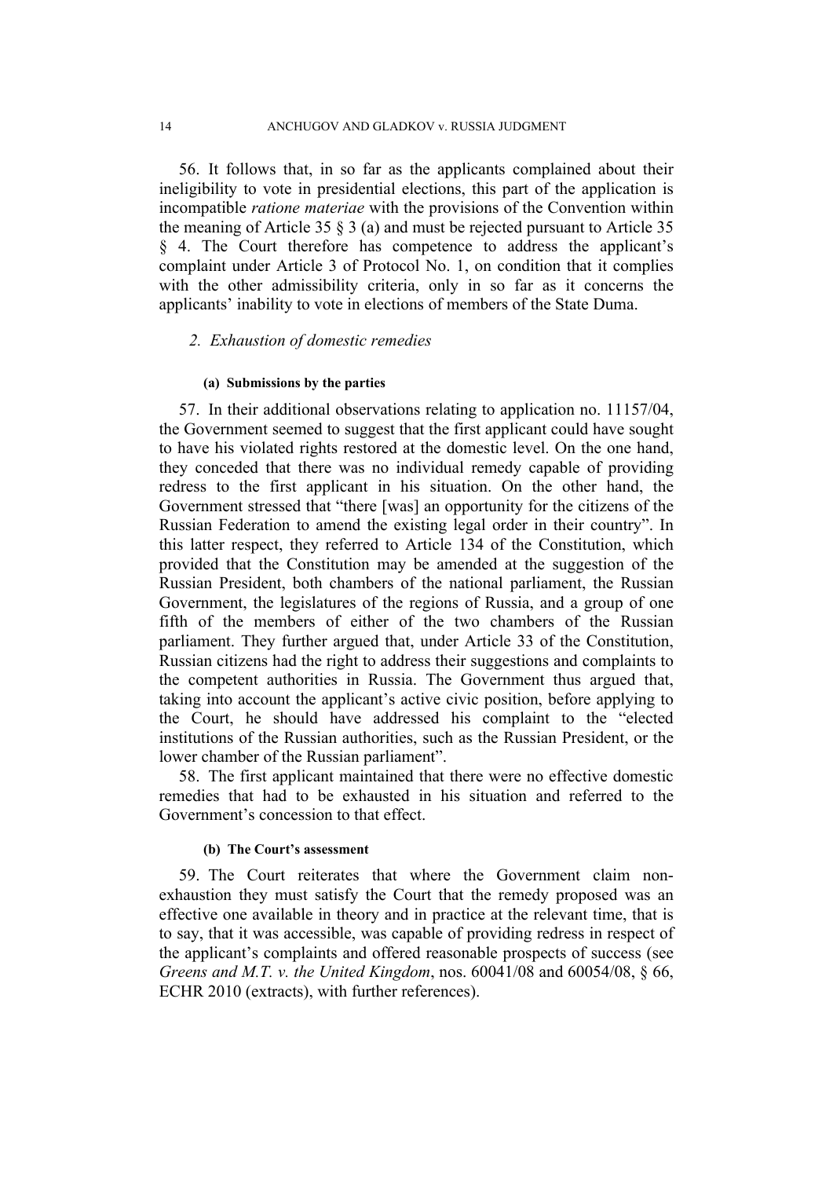56. It follows that, in so far as the applicants complained about their ineligibility to vote in presidential elections, this part of the application is incompatible *ratione materiae* with the provisions of the Convention within the meaning of Article 35 § 3 (a) and must be rejected pursuant to Article 35 § 4. The Court therefore has competence to address the applicant's complaint under Article 3 of Protocol No. 1, on condition that it complies with the other admissibility criteria, only in so far as it concerns the applicants' inability to vote in elections of members of the State Duma.

### *2. Exhaustion of domestic remedies*

#### **(a) Submissions by the parties**

57. In their additional observations relating to application no. 11157/04, the Government seemed to suggest that the first applicant could have sought to have his violated rights restored at the domestic level. On the one hand, they conceded that there was no individual remedy capable of providing redress to the first applicant in his situation. On the other hand, the Government stressed that "there [was] an opportunity for the citizens of the Russian Federation to amend the existing legal order in their country". In this latter respect, they referred to Article 134 of the Constitution, which provided that the Constitution may be amended at the suggestion of the Russian President, both chambers of the national parliament, the Russian Government, the legislatures of the regions of Russia, and a group of one fifth of the members of either of the two chambers of the Russian parliament. They further argued that, under Article 33 of the Constitution, Russian citizens had the right to address their suggestions and complaints to the competent authorities in Russia. The Government thus argued that, taking into account the applicant's active civic position, before applying to the Court, he should have addressed his complaint to the "elected institutions of the Russian authorities, such as the Russian President, or the lower chamber of the Russian parliament".

58. The first applicant maintained that there were no effective domestic remedies that had to be exhausted in his situation and referred to the Government's concession to that effect.

#### **(b) The Court's assessment**

59. The Court reiterates that where the Government claim non-exhaustion they must satisfy the Court that the remedy proposed was an effective one available in theory and in practice at the relevant time, that is to say, that it was accessible, was capable of providing redress in respect of the applicant's complaints and offered reasonable prospects of success (see *Greens and M.T. v. the United Kingdom*, nos. 60041/08 and 60054/08, § 66, ECHR 2010 (extracts), with further references).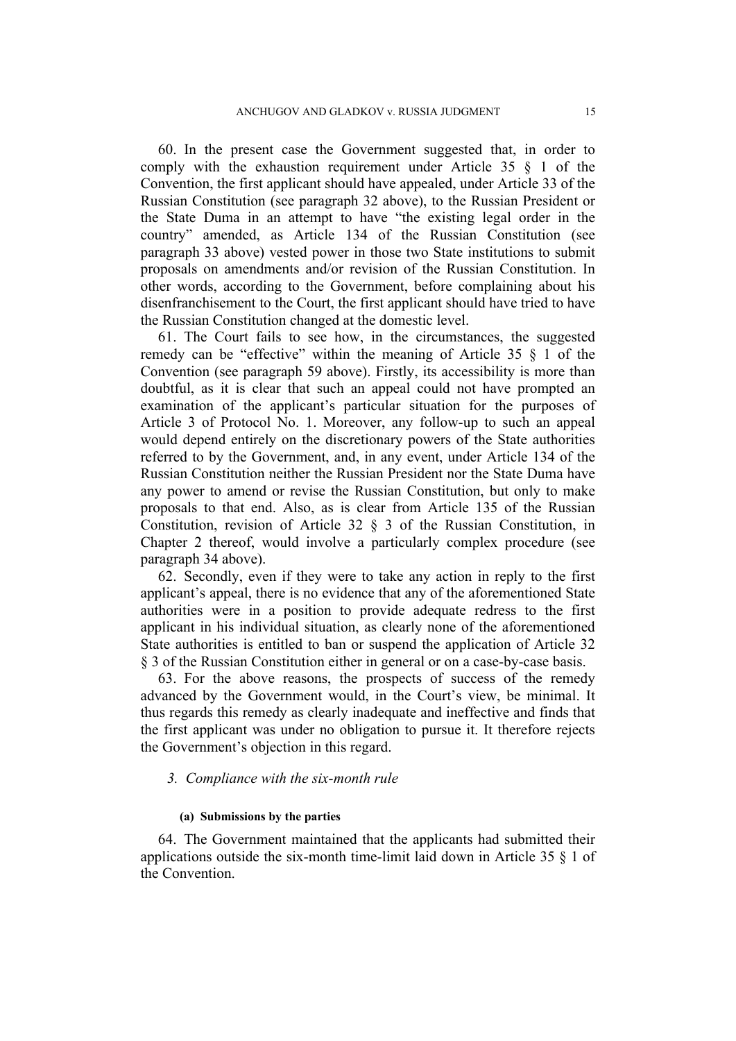60. In the present case the Government suggested that, in order to comply with the exhaustion requirement under Article 35 § 1 of the Convention, the first applicant should have appealed, under Article 33 of the Russian Constitution (see paragraph 32 above), to the Russian President or the State Duma in an attempt to have "the existing legal order in the country" amended, as Article 134 of the Russian Constitution (see paragraph 33 above) vested power in those two State institutions to submit proposals on amendments and/or revision of the Russian Constitution. In other words, according to the Government, before complaining about his disenfranchisement to the Court, the first applicant should have tried to have the Russian Constitution changed at the domestic level.

61. The Court fails to see how, in the circumstances, the suggested remedy can be "effective" within the meaning of Article 35 § 1 of the Convention (see paragraph 59 above). Firstly, its accessibility is more than doubtful, as it is clear that such an appeal could not have prompted an examination of the applicant's particular situation for the purposes of Article 3 of Protocol No. 1. Moreover, any follow-up to such an appeal would depend entirely on the discretionary powers of the State authorities referred to by the Government, and, in any event, under Article 134 of the Russian Constitution neither the Russian President nor the State Duma have any power to amend or revise the Russian Constitution, but only to make proposals to that end. Also, as is clear from Article 135 of the Russian Constitution, revision of Article 32 § 3 of the Russian Constitution, in Chapter 2 thereof, would involve a particularly complex procedure (see paragraph 34 above).

62. Secondly, even if they were to take any action in reply to the first applicant's appeal, there is no evidence that any of the aforementioned State authorities were in a position to provide adequate redress to the first applicant in his individual situation, as clearly none of the aforementioned State authorities is entitled to ban or suspend the application of Article 32 § 3 of the Russian Constitution either in general or on a case-by-case basis.

63. For the above reasons, the prospects of success of the remedy advanced by the Government would, in the Court's view, be minimal. It thus regards this remedy as clearly inadequate and ineffective and finds that the first applicant was under no obligation to pursue it. It therefore rejects the Government's objection in this regard.

### 3. *Compliance with the six-month rule*

#### (a) Submissions by the parties

64. The Government maintained that the applicants had submitted their applications outside the six-month time-limit laid down in Article 35 § 1 of the Convention.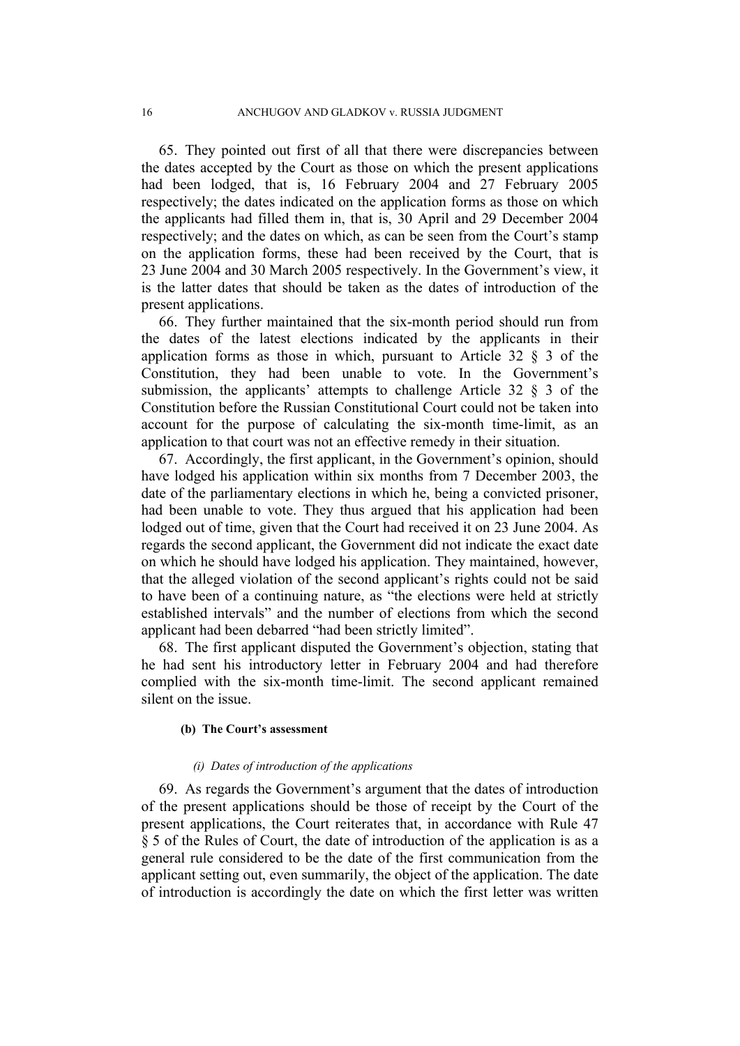65. They pointed out first of all that there were discrepancies between the dates accepted by the Court as those on which the present applications had been lodged, that is, 16 February 2004 and 27 February 2005 respectively; the dates indicated on the application forms as those on which the applicants had filled them in, that is, 30 April and 29 December 2004 respectively; and the dates on which, as can be seen from the Court's stamp on the application forms, these had been received by the Court, that is 23 June 2004 and 30 March 2005 respectively. In the Government's view, it is the latter dates that should be taken as the dates of introduction of the present applications.

66. They further maintained that the six-month period should run from the dates of the latest elections indicated by the applicants in their application forms as those in which, pursuant to Article 32 § 3 of the Constitution, they had been unable to vote. In the Government's submission, the applicants' attempts to challenge Article 32 § 3 of the Constitution before the Russian Constitutional Court could not be taken into account for the purpose of calculating the six-month time-limit, as an application to that court was not an effective remedy in their situation.

67. Accordingly, the first applicant, in the Government's opinion, should have lodged his application within six months from 7 December 2003, the date of the parliamentary elections in which he, being a convicted prisoner, had been unable to vote. They thus argued that his application had been lodged out of time, given that the Court had received it on 23 June 2004. As regards the second applicant, the Government did not indicate the exact date on which he should have lodged his application. They maintained, however, that the alleged violation of the second applicant's rights could not be said to have been of a continuing nature, as "the elections were held at strictly established intervals" and the number of elections from which the second applicant had been debarred "had been strictly limited".

68. The first applicant disputed the Government's objection, stating that he had sent his introductory letter in February 2004 and had therefore complied with the six-month time-limit. The second applicant remained silent on the issue.

#### (b) The Court's assessment

##### *(i) Dates of introduction of the applications*

69. As regards the Government's argument that the dates of introduction of the present applications should be those of receipt by the Court of the present applications, the Court reiterates that, in accordance with Rule 47 § 5 of the Rules of Court, the date of introduction of the application is as a general rule considered to be the date of the first communication from the applicant setting out, even summarily, the object of the application. The date of introduction is accordingly the date on which the first letter was written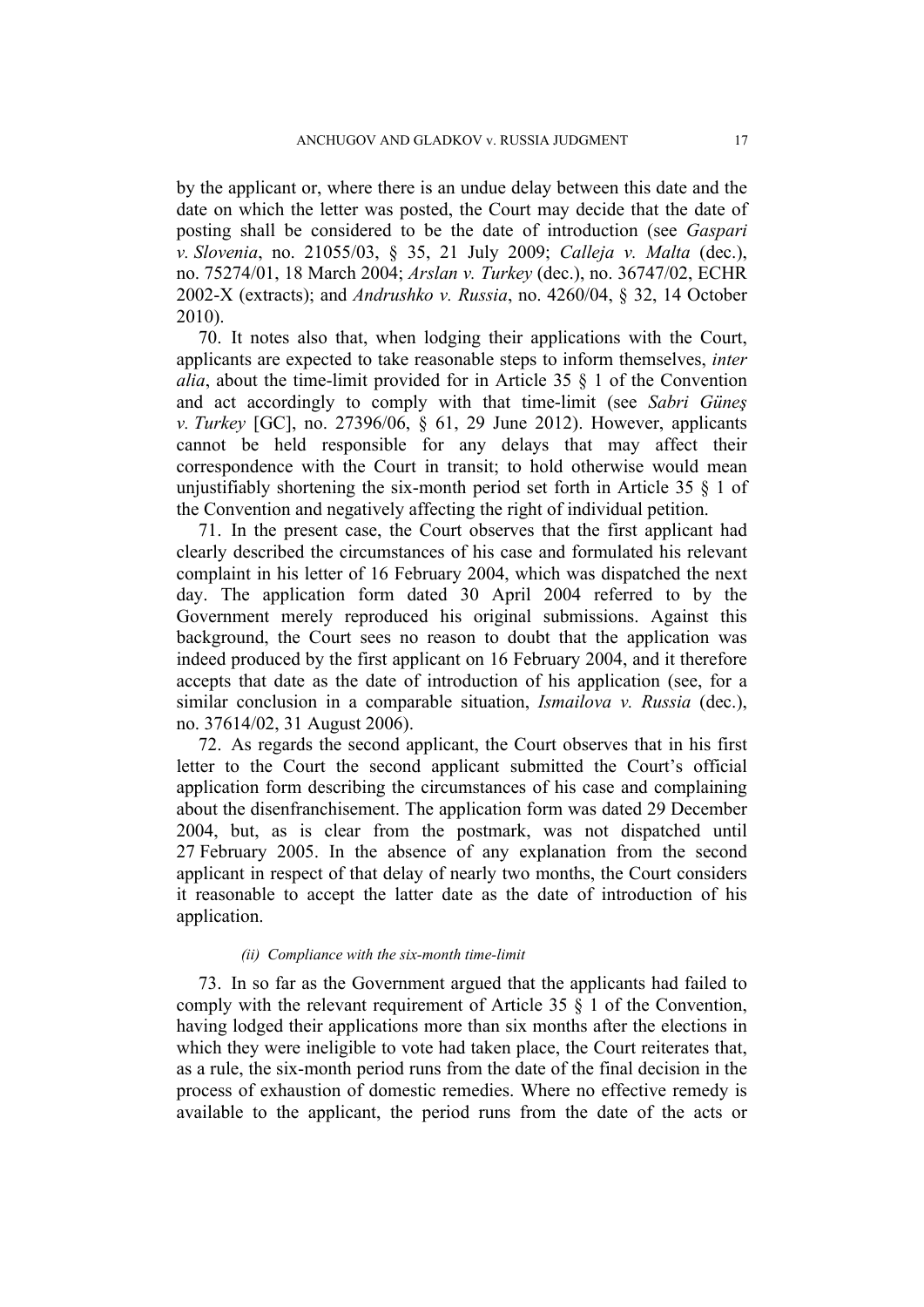by the applicant or, where there is an undue delay between this date and the date on which the letter was posted, the Court may decide that the date of posting shall be considered to be the date of introduction (see *Gaspari v. Slovenia*, no. 21055/03, § 35, 21 July 2009; *Calleja v. Malta* (dec.), no. 75274/01, 18 March 2004; *Arslan v. Turkey* (dec.), no. 36747/02, ECHR 2002-X (extracts); and *Andrushko v. Russia*, no. 4260/04, § 32, 14 October 2010).

70. It notes also that, when lodging their applications with the Court, applicants are expected to take reasonable steps to inform themselves, *inter alia*, about the time-limit provided for in Article 35 § 1 of the Convention and act accordingly to comply with that time-limit (see *Sabri Güneş v. Turkey* [GC], no. 27396/06, § 61, 29 June 2012). However, applicants cannot be held responsible for any delays that may affect their correspondence with the Court in transit; to hold otherwise would mean unjustifiably shortening the six-month period set forth in Article 35 § 1 of the Convention and negatively affecting the right of individual petition.

71. In the present case, the Court observes that the first applicant had clearly described the circumstances of his case and formulated his relevant complaint in his letter of 16 February 2004, which was dispatched the next day. The application form dated 30 April 2004 referred to by the Government merely reproduced his original submissions. Against this background, the Court sees no reason to doubt that the application was indeed produced by the first applicant on 16 February 2004, and it therefore accepts that date as the date of introduction of his application (see, for a similar conclusion in a comparable situation, *Ismailova v. Russia* (dec.), no. 37614/02, 31 August 2006).

72. As regards the second applicant, the Court observes that in his first letter to the Court the second applicant submitted the Court's official application form describing the circumstances of his case and complaining about the disenfranchisement. The application form was dated 29 December 2004, but, as is clear from the postmark, was not dispatched until 27 February 2005. In the absence of any explanation from the second applicant in respect of that delay of nearly two months, the Court considers it reasonable to accept the latter date as the date of introduction of his application.

*(ii) Compliance with the six-month time-limit*

73. In so far as the Government argued that the applicants had failed to comply with the relevant requirement of Article 35 § 1 of the Convention, having lodged their applications more than six months after the elections in which they were ineligible to vote had taken place, the Court reiterates that, as a rule, the six-month period runs from the date of the final decision in the process of exhaustion of domestic remedies. Where no effective remedy is available to the applicant, the period runs from the date of the acts or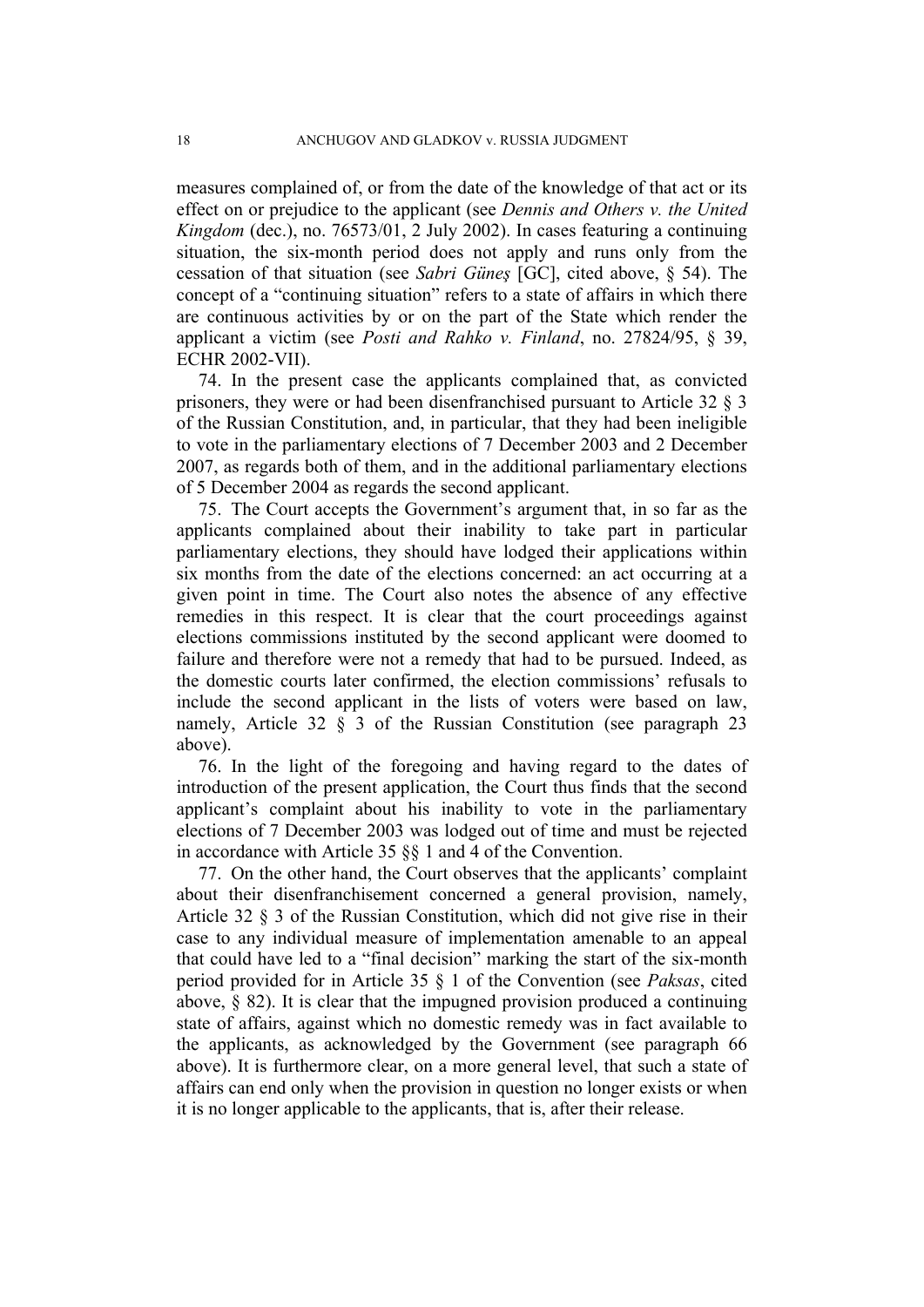measures complained of, or from the date of the knowledge of that act or its effect on or prejudice to the applicant (see *Dennis and Others v. the United Kingdom* (dec.), no. 76573/01, 2 July 2002). In cases featuring a continuing situation, the six-month period does not apply and runs only from the cessation of that situation (see *Sabri Güneş* [GC], cited above, § 54). The concept of a "continuing situation" refers to a state of affairs in which there are continuous activities by or on the part of the State which render the applicant a victim (see *Posti and Rahko v. Finland*, no. 27824/95, § 39, ECHR 2002-VII).

74. In the present case the applicants complained that, as convicted prisoners, they were or had been disenfranchised pursuant to Article 32 § 3 of the Russian Constitution, and, in particular, that they had been ineligible to vote in the parliamentary elections of 7 December 2003 and 2 December 2007, as regards both of them, and in the additional parliamentary elections of 5 December 2004 as regards the second applicant.

75. The Court accepts the Government's argument that, in so far as the applicants complained about their inability to take part in particular parliamentary elections, they should have lodged their applications within six months from the date of the elections concerned: an act occurring at a given point in time. The Court also notes the absence of any effective remedies in this respect. It is clear that the court proceedings against elections commissions instituted by the second applicant were doomed to failure and therefore were not a remedy that had to be pursued. Indeed, as the domestic courts later confirmed, the election commissions' refusals to include the second applicant in the lists of voters were based on law, namely, Article 32 § 3 of the Russian Constitution (see paragraph 23 above).

76. In the light of the foregoing and having regard to the dates of introduction of the present application, the Court thus finds that the second applicant's complaint about his inability to vote in the parliamentary elections of 7 December 2003 was lodged out of time and must be rejected in accordance with Article 35 §§ 1 and 4 of the Convention.

77. On the other hand, the Court observes that the applicants' complaint about their disenfranchisement concerned a general provision, namely, Article 32 § 3 of the Russian Constitution, which did not give rise in their case to any individual measure of implementation amenable to an appeal that could have led to a "final decision" marking the start of the six-month period provided for in Article 35 § 1 of the Convention (see *Paksas*, cited above, § 82). It is clear that the impugned provision produced a continuing state of affairs, against which no domestic remedy was in fact available to the applicants, as acknowledged by the Government (see paragraph 66 above). It is furthermore clear, on a more general level, that such a state of affairs can end only when the provision in question no longer exists or when it is no longer applicable to the applicants, that is, after their release.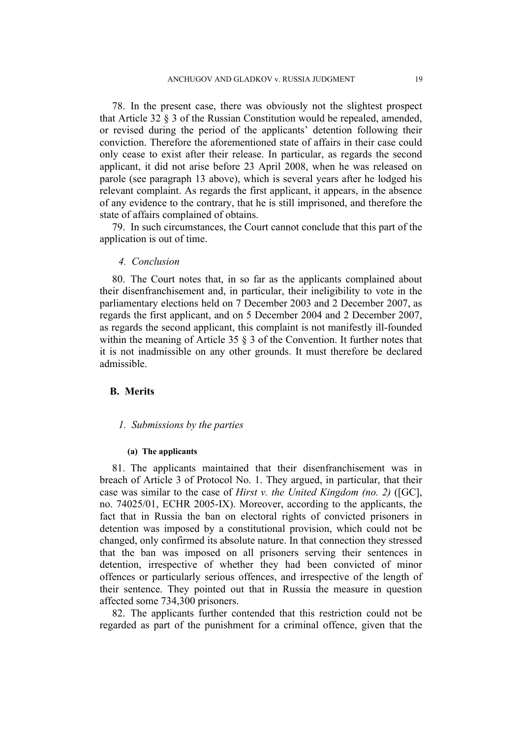78. In the present case, there was obviously not the slightest prospect that Article 32 § 3 of the Russian Constitution would be repealed, amended, or revised during the period of the applicants' detention following their conviction. Therefore the aforementioned state of affairs in their case could only cease to exist after their release. In particular, as regards the second applicant, it did not arise before 23 April 2008, when he was released on parole (see paragraph 13 above), which is several years after he lodged his relevant complaint. As regards the first applicant, it appears, in the absence of any evidence to the contrary, that he is still imprisoned, and therefore the state of affairs complained of obtains.

79. In such circumstances, the Court cannot conclude that this part of the application is out of time.

#### *4. Conclusion*

80. The Court notes that, in so far as the applicants complained about their disenfranchisement and, in particular, their ineligibility to vote in the parliamentary elections held on 7 December 2003 and 2 December 2007, as regards the first applicant, and on 5 December 2004 and 2 December 2007, as regards the second applicant, this complaint is not manifestly ill-founded within the meaning of Article 35 § 3 of the Convention. It further notes that it is not inadmissible on any other grounds. It must therefore be declared admissible.

### B. Merits

#### *1. Submissions by the parties*

##### (a) The applicants

81. The applicants maintained that their disenfranchisement was in breach of Article 3 of Protocol No. 1. They argued, in particular, that their case was similar to the case of *Hirst v. the United Kingdom (no. 2)* ([GC], no. 74025/01, ECHR 2005-IX). Moreover, according to the applicants, the fact that in Russia the ban on electoral rights of convicted prisoners in detention was imposed by a constitutional provision, which could not be changed, only confirmed its absolute nature. In that connection they stressed that the ban was imposed on all prisoners serving their sentences in detention, irrespective of whether they had been convicted of minor offences or particularly serious offences, and irrespective of the length of their sentence. They pointed out that in Russia the measure in question affected some 734,300 prisoners.

82. The applicants further contended that this restriction could not be regarded as part of the punishment for a criminal offence, given that the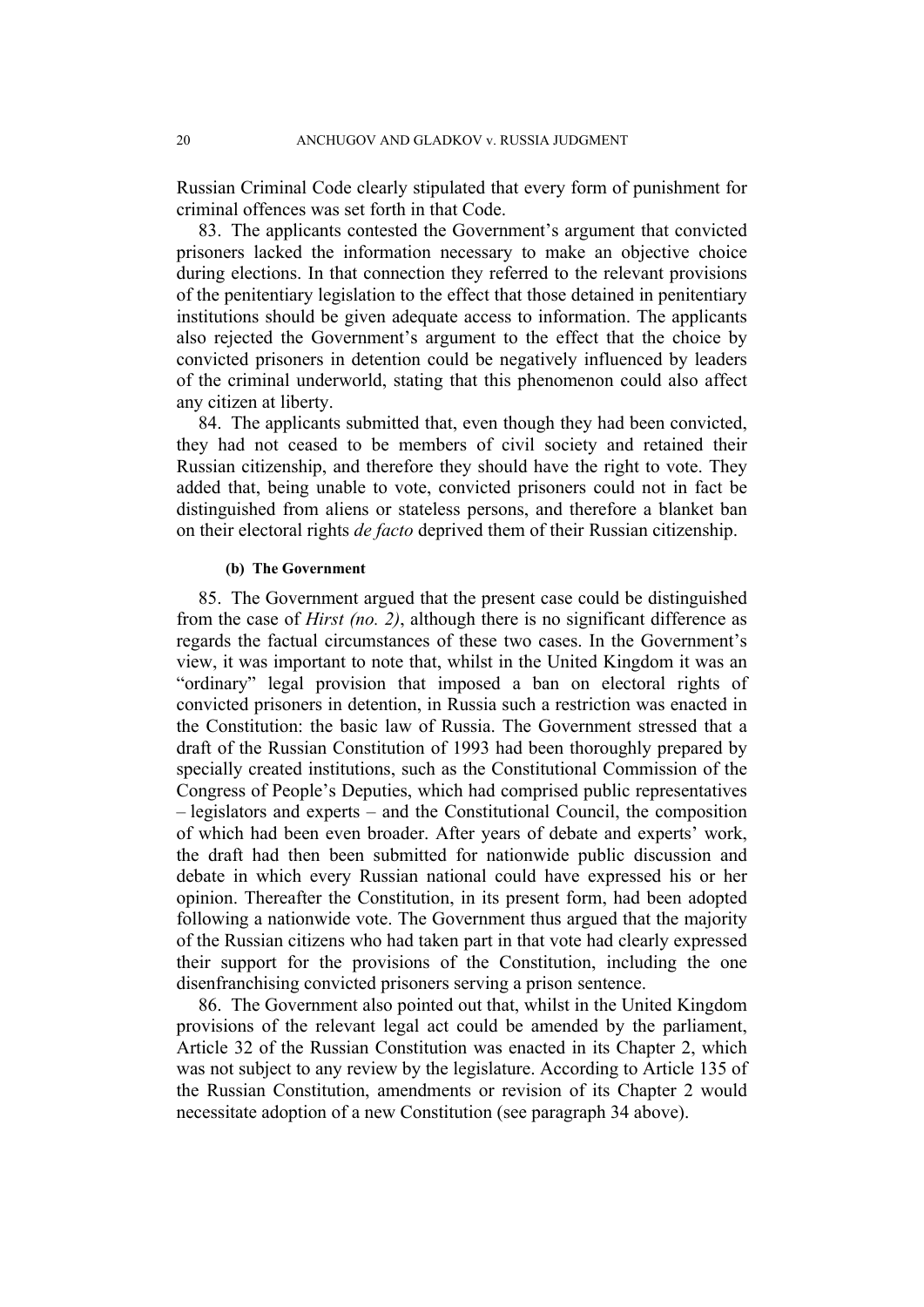Russian Criminal Code clearly stipulated that every form of punishment for criminal offences was set forth in that Code.

83. The applicants contested the Government's argument that convicted prisoners lacked the information necessary to make an objective choice during elections. In that connection they referred to the relevant provisions of the penitentiary legislation to the effect that those detained in penitentiary institutions should be given adequate access to information. The applicants also rejected the Government's argument to the effect that the choice by convicted prisoners in detention could be negatively influenced by leaders of the criminal underworld, stating that this phenomenon could also affect any citizen at liberty.

84. The applicants submitted that, even though they had been convicted, they had not ceased to be members of civil society and retained their Russian citizenship, and therefore they should have the right to vote. They added that, being unable to vote, convicted prisoners could not in fact be distinguished from aliens or stateless persons, and therefore a blanket ban on their electoral rights *de facto* deprived them of their Russian citizenship.

#### (b) The Government

85. The Government argued that the present case could be distinguished from the case of *Hirst (no. 2)*, although there is no significant difference as regards the factual circumstances of these two cases. In the Government's view, it was important to note that, whilst in the United Kingdom it was an "ordinary" legal provision that imposed a ban on electoral rights of convicted prisoners in detention, in Russia such a restriction was enacted in the Constitution: the basic law of Russia. The Government stressed that a draft of the Russian Constitution of 1993 had been thoroughly prepared by specially created institutions, such as the Constitutional Commission of the Congress of People's Deputies, which had comprised public representatives – legislators and experts – and the Constitutional Council, the composition of which had been even broader. After years of debate and experts' work, the draft had then been submitted for nationwide public discussion and debate in which every Russian national could have expressed his or her opinion. Thereafter the Constitution, in its present form, had been adopted following a nationwide vote. The Government thus argued that the majority of the Russian citizens who had taken part in that vote had clearly expressed their support for the provisions of the Constitution, including the one disenfranchising convicted prisoners serving a prison sentence.

86. The Government also pointed out that, whilst in the United Kingdom provisions of the relevant legal act could be amended by the parliament, Article 32 of the Russian Constitution was enacted in its Chapter 2, which was not subject to any review by the legislature. According to Article 135 of the Russian Constitution, amendments or revision of its Chapter 2 would necessitate adoption of a new Constitution (see paragraph 34 above).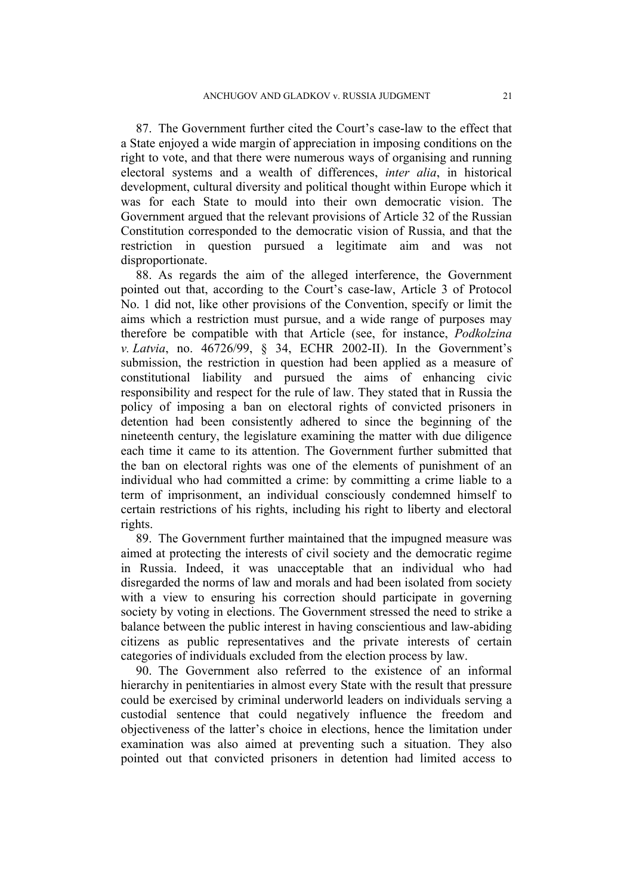87. The Government further cited the Court's case-law to the effect that a State enjoyed a wide margin of appreciation in imposing conditions on the right to vote, and that there were numerous ways of organising and running electoral systems and a wealth of differences, *inter alia*, in historical development, cultural diversity and political thought within Europe which it was for each State to mould into their own democratic vision. The Government argued that the relevant provisions of Article 32 of the Russian Constitution corresponded to the democratic vision of Russia, and that the restriction in question pursued a legitimate aim and was not disproportionate.

88. As regards the aim of the alleged interference, the Government pointed out that, according to the Court's case-law, Article 3 of Protocol No. 1 did not, like other provisions of the Convention, specify or limit the aims which a restriction must pursue, and a wide range of purposes may therefore be compatible with that Article (see, for instance, *Podkolzina v. Latvia*, no. 46726/99, § 34, ECHR 2002-II). In the Government's submission, the restriction in question had been applied as a measure of constitutional liability and pursued the aims of enhancing civic responsibility and respect for the rule of law. They stated that in Russia the policy of imposing a ban on electoral rights of convicted prisoners in detention had been consistently adhered to since the beginning of the nineteenth century, the legislature examining the matter with due diligence each time it came to its attention. The Government further submitted that the ban on electoral rights was one of the elements of punishment of an individual who had committed a crime: by committing a crime liable to a term of imprisonment, an individual consciously condemned himself to certain restrictions of his rights, including his right to liberty and electoral rights.

89. The Government further maintained that the impugned measure was aimed at protecting the interests of civil society and the democratic regime in Russia. Indeed, it was unacceptable that an individual who had disregarded the norms of law and morals and had been isolated from society with a view to ensuring his correction should participate in governing society by voting in elections. The Government stressed the need to strike a balance between the public interest in having conscientious and law-abiding citizens as public representatives and the private interests of certain categories of individuals excluded from the election process by law.

90. The Government also referred to the existence of an informal hierarchy in penitentiaries in almost every State with the result that pressure could be exercised by criminal underworld leaders on individuals serving a custodial sentence that could negatively influence the freedom and objectiveness of the latter's choice in elections, hence the limitation under examination was also aimed at preventing such a situation. They also pointed out that convicted prisoners in detention had limited access to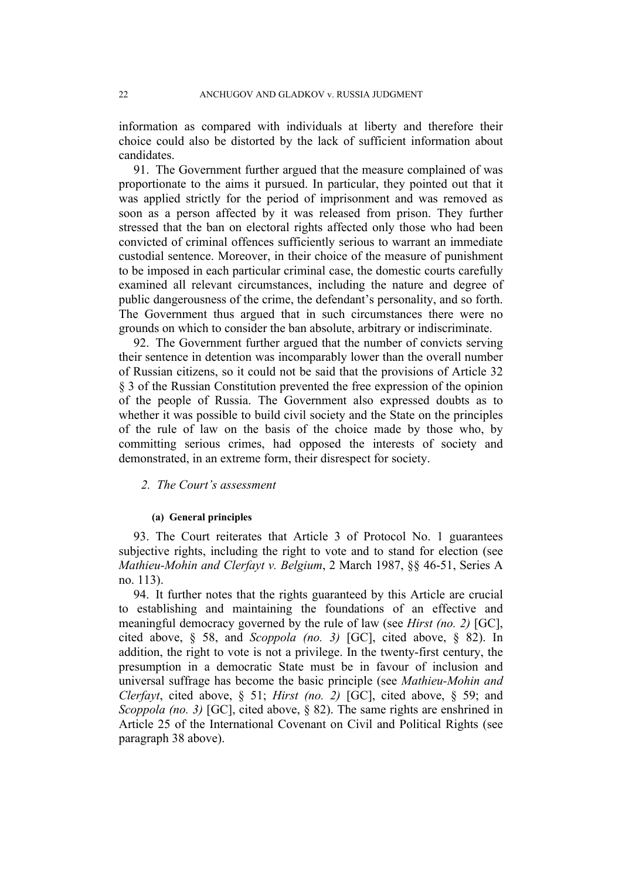information as compared with individuals at liberty and therefore their choice could also be distorted by the lack of sufficient information about candidates.

91. The Government further argued that the measure complained of was proportionate to the aims it pursued. In particular, they pointed out that it was applied strictly for the period of imprisonment and was removed as soon as a person affected by it was released from prison. They further stressed that the ban on electoral rights affected only those who had been convicted of criminal offences sufficiently serious to warrant an immediate custodial sentence. Moreover, in their choice of the measure of punishment to be imposed in each particular criminal case, the domestic courts carefully examined all relevant circumstances, including the nature and degree of public dangerousness of the crime, the defendant's personality, and so forth. The Government thus argued that in such circumstances there were no grounds on which to consider the ban absolute, arbitrary or indiscriminate.

92. The Government further argued that the number of convicts serving their sentence in detention was incomparably lower than the overall number of Russian citizens, so it could not be said that the provisions of Article 32 § 3 of the Russian Constitution prevented the free expression of the opinion of the people of Russia. The Government also expressed doubts as to whether it was possible to build civil society and the State on the principles of the rule of law on the basis of the choice made by those who, by committing serious crimes, had opposed the interests of society and demonstrated, in an extreme form, their disrespect for society.

### 2. *The Court's assessment*

#### (a) General principles

93. The Court reiterates that Article 3 of Protocol No. 1 guarantees subjective rights, including the right to vote and to stand for election (see *Mathieu-Mohin and Clerfayt v. Belgium*, 2 March 1987, §§ 46-51, Series A no. 113).

94. It further notes that the rights guaranteed by this Article are crucial to establishing and maintaining the foundations of an effective and meaningful democracy governed by the rule of law (see *Hirst (no. 2)* [GC], cited above, § 58, and *Scoppola (no. 3)* [GC], cited above, § 82). In addition, the right to vote is not a privilege. In the twenty-first century, the presumption in a democratic State must be in favour of inclusion and universal suffrage has become the basic principle (see *Mathieu-Mohin and Clerfayt*, cited above, § 51; *Hirst (no. 2)* [GC], cited above, § 59; and *Scoppola (no. 3)* [GC], cited above, § 82). The same rights are enshrined in Article 25 of the International Covenant on Civil and Political Rights (see paragraph 38 above).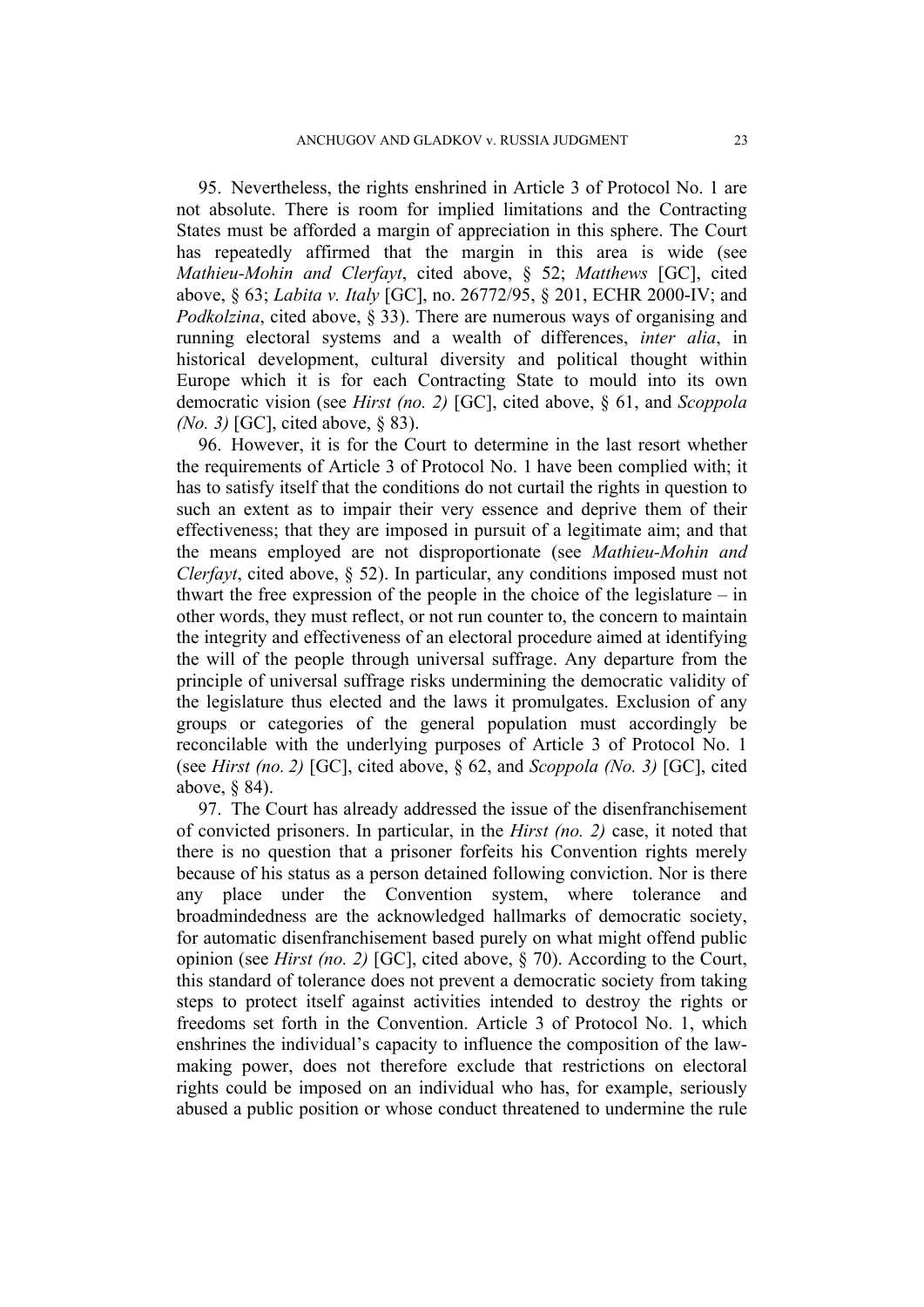95. Nevertheless, the rights enshrined in Article 3 of Protocol No. 1 are not absolute. There is room for implied limitations and the Contracting States must be afforded a margin of appreciation in this sphere. The Court has repeatedly affirmed that the margin in this area is wide (see *Mathieu-Mohin and Clerfayt*, cited above, § 52; *Matthews* [GC], cited above, § 63; *Labita v. Italy* [GC], no. 26772/95, § 201, ECHR 2000-IV; and *Podkolzina*, cited above, § 33). There are numerous ways of organising and running electoral systems and a wealth of differences, *inter alia*, in historical development, cultural diversity and political thought within Europe which it is for each Contracting State to mould into its own democratic vision (see *Hirst (no. 2)* [GC], cited above, § 61, and *Scoppola (No. 3)* [GC], cited above, § 83).

96. However, it is for the Court to determine in the last resort whether the requirements of Article 3 of Protocol No. 1 have been complied with; it has to satisfy itself that the conditions do not curtail the rights in question to such an extent as to impair their very essence and deprive them of their effectiveness; that they are imposed in pursuit of a legitimate aim; and that the means employed are not disproportionate (see *Mathieu-Mohin and Clerfayt*, cited above, § 52). In particular, any conditions imposed must not thwart the free expression of the people in the choice of the legislature – in other words, they must reflect, or not run counter to, the concern to maintain the integrity and effectiveness of an electoral procedure aimed at identifying the will of the people through universal suffrage. Any departure from the principle of universal suffrage risks undermining the democratic validity of the legislature thus elected and the laws it promulgates. Exclusion of any groups or categories of the general population must accordingly be reconcilable with the underlying purposes of Article 3 of Protocol No. 1 (see *Hirst (no. 2)* [GC], cited above, § 62, and *Scoppola (No. 3)* [GC], cited above, § 84).

97. The Court has already addressed the issue of the disenfranchisement of convicted prisoners. In particular, in the *Hirst (no. 2)* case, it noted that there is no question that a prisoner forfeits his Convention rights merely because of his status as a person detained following conviction. Nor is there any place under the Convention system, where tolerance and broadmindedness are the acknowledged hallmarks of democratic society, for automatic disenfranchisement based purely on what might offend public opinion (see *Hirst (no. 2)* [GC], cited above, § 70). According to the Court, this standard of tolerance does not prevent a democratic society from taking steps to protect itself against activities intended to destroy the rights or freedoms set forth in the Convention. Article 3 of Protocol No. 1, which enshrines the individual's capacity to influence the composition of the law-making power, does not therefore exclude that restrictions on electoral rights could be imposed on an individual who has, for example, seriously abused a public position or whose conduct threatened to undermine the rule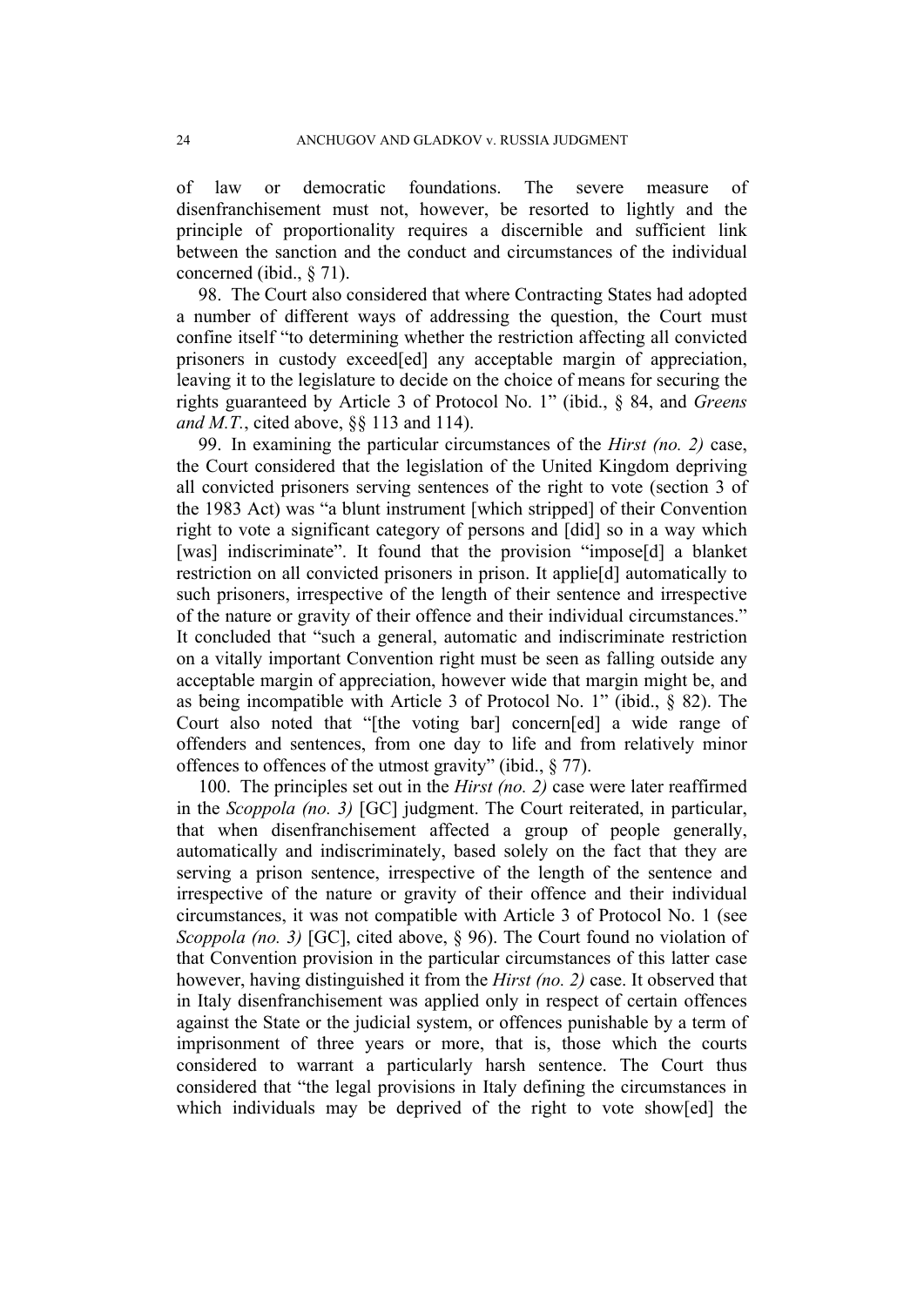of law or democratic foundations. The severe measure of disenfranchisement must not, however, be resorted to lightly and the principle of proportionality requires a discernible and sufficient link between the sanction and the conduct and circumstances of the individual concerned (ibid., § 71).

98. The Court also considered that where Contracting States had adopted a number of different ways of addressing the question, the Court must confine itself "to determining whether the restriction affecting all convicted prisoners in custody exceed[ed] any acceptable margin of appreciation, leaving it to the legislature to decide on the choice of means for securing the rights guaranteed by Article 3 of Protocol No. 1" (ibid., § 84, and *Greens and M.T.*, cited above, §§ 113 and 114).

99. In examining the particular circumstances of the *Hirst (no. 2)* case, the Court considered that the legislation of the United Kingdom depriving all convicted prisoners serving sentences of the right to vote (section 3 of the 1983 Act) was "a blunt instrument [which stripped] of their Convention right to vote a significant category of persons and [did] so in a way which [was] indiscriminate". It found that the provision "impose[d] a blanket restriction on all convicted prisoners in prison. It applie[d] automatically to such prisoners, irrespective of the length of their sentence and irrespective of the nature or gravity of their offence and their individual circumstances." It concluded that "such a general, automatic and indiscriminate restriction on a vitally important Convention right must be seen as falling outside any acceptable margin of appreciation, however wide that margin might be, and as being incompatible with Article 3 of Protocol No. 1" (ibid., § 82). The Court also noted that "[the voting bar] concern[ed] a wide range of offenders and sentences, from one day to life and from relatively minor offences to offences of the utmost gravity" (ibid., § 77).

100. The principles set out in the *Hirst (no. 2)* case were later reaffirmed in the *Scoppola (no. 3)* [GC] judgment. The Court reiterated, in particular, that when disenfranchisement affected a group of people generally, automatically and indiscriminately, based solely on the fact that they are serving a prison sentence, irrespective of the length of the sentence and irrespective of the nature or gravity of their offence and their individual circumstances, it was not compatible with Article 3 of Protocol No. 1 (see *Scoppola (no. 3)* [GC], cited above, § 96). The Court found no violation of that Convention provision in the particular circumstances of this latter case however, having distinguished it from the *Hirst (no. 2)* case. It observed that in Italy disenfranchisement was applied only in respect of certain offences against the State or the judicial system, or offences punishable by a term of imprisonment of three years or more, that is, those which the courts considered to warrant a particularly harsh sentence. The Court thus considered that "the legal provisions in Italy defining the circumstances in which individuals may be deprived of the right to vote show[ed] the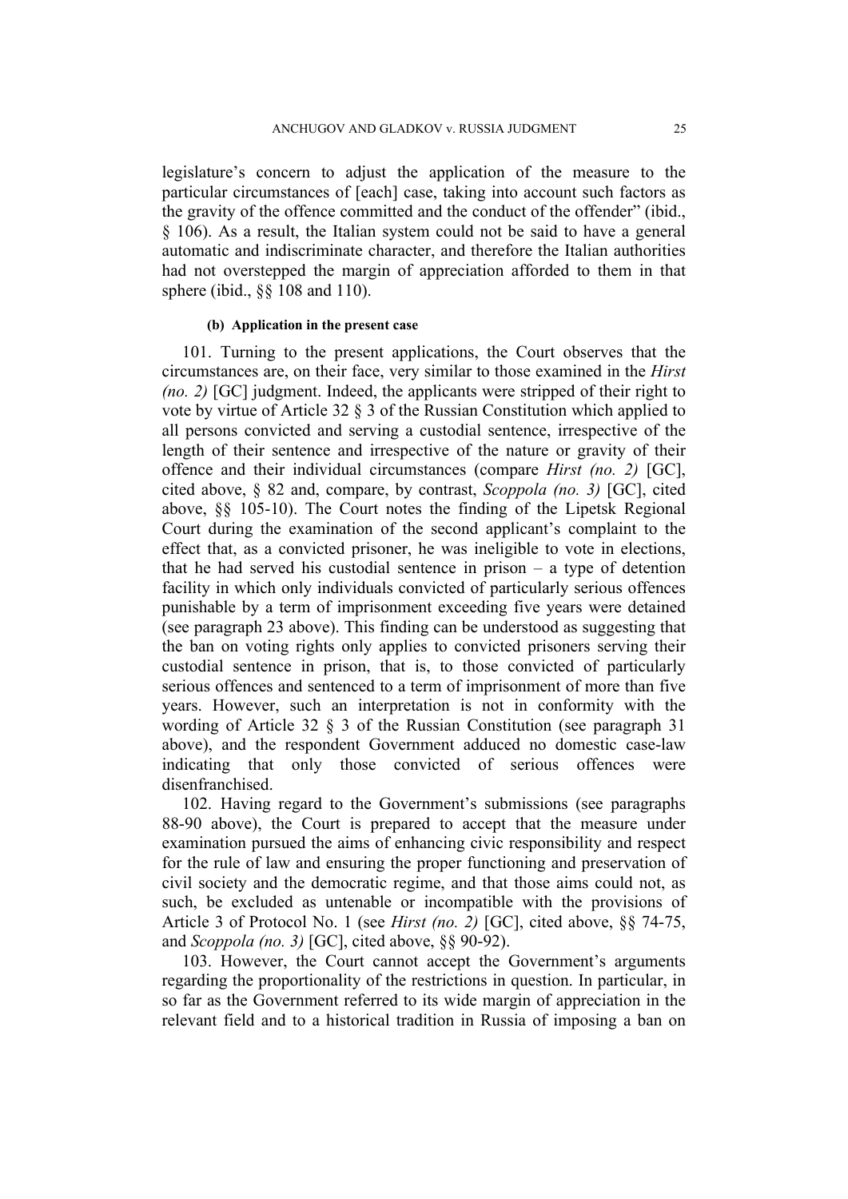legislature's concern to adjust the application of the measure to the particular circumstances of [each] case, taking into account such factors as the gravity of the offence committed and the conduct of the offender" (ibid., § 106). As a result, the Italian system could not be said to have a general automatic and indiscriminate character, and therefore the Italian authorities had not overstepped the margin of appreciation afforded to them in that sphere (ibid., §§ 108 and 110).

#### (b) Application in the present case

101. Turning to the present applications, the Court observes that the circumstances are, on their face, very similar to those examined in the *Hirst (no. 2)* [GC] judgment. Indeed, the applicants were stripped of their right to vote by virtue of Article 32 § 3 of the Russian Constitution which applied to all persons convicted and serving a custodial sentence, irrespective of the length of their sentence and irrespective of the nature or gravity of their offence and their individual circumstances (compare *Hirst (no. 2)* [GC], cited above, § 82 and, compare, by contrast, *Scoppola (no. 3)* [GC], cited above, §§ 105-10). The Court notes the finding of the Lipetsk Regional Court during the examination of the second applicant's complaint to the effect that, as a convicted prisoner, he was ineligible to vote in elections, that he had served his custodial sentence in prison – a type of detention facility in which only individuals convicted of particularly serious offences punishable by a term of imprisonment exceeding five years were detained (see paragraph 23 above). This finding can be understood as suggesting that the ban on voting rights only applies to convicted prisoners serving their custodial sentence in prison, that is, to those convicted of particularly serious offences and sentenced to a term of imprisonment of more than five years. However, such an interpretation is not in conformity with the wording of Article 32 § 3 of the Russian Constitution (see paragraph 31 above), and the respondent Government adduced no domestic case-law indicating that only those convicted of serious offences were disenfranchised.

102. Having regard to the Government's submissions (see paragraphs 88-90 above), the Court is prepared to accept that the measure under examination pursued the aims of enhancing civic responsibility and respect for the rule of law and ensuring the proper functioning and preservation of civil society and the democratic regime, and that those aims could not, as such, be excluded as untenable or incompatible with the provisions of Article 3 of Protocol No. 1 (see *Hirst (no. 2)* [GC], cited above, §§ 74-75, and *Scoppola (no. 3)* [GC], cited above, §§ 90-92).

103. However, the Court cannot accept the Government's arguments regarding the proportionality of the restrictions in question. In particular, in so far as the Government referred to its wide margin of appreciation in the relevant field and to a historical tradition in Russia of imposing a ban on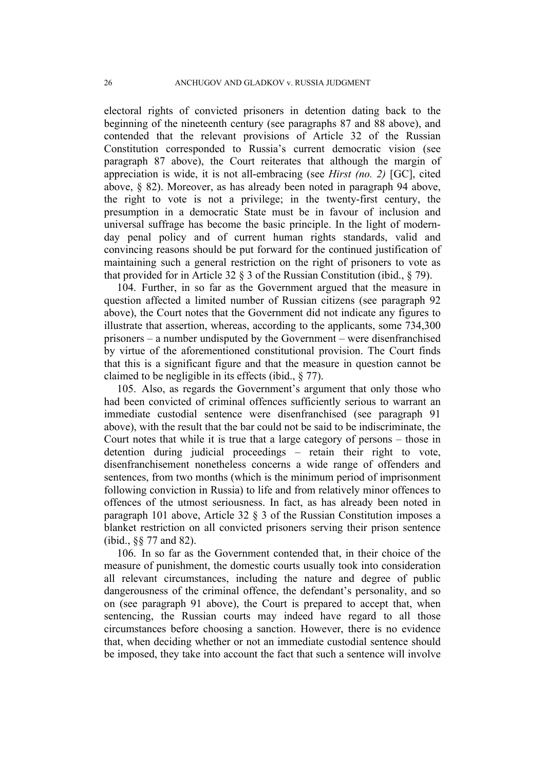electoral rights of convicted prisoners in detention dating back to the beginning of the nineteenth century (see paragraphs 87 and 88 above), and contended that the relevant provisions of Article 32 of the Russian Constitution corresponded to Russia's current democratic vision (see paragraph 87 above), the Court reiterates that although the margin of appreciation is wide, it is not all-embracing (see *Hirst (no. 2)* [GC], cited above, § 82). Moreover, as has already been noted in paragraph 94 above, the right to vote is not a privilege; in the twenty-first century, the presumption in a democratic State must be in favour of inclusion and universal suffrage has become the basic principle. In the light of modern-day penal policy and of current human rights standards, valid and convincing reasons should be put forward for the continued justification of maintaining such a general restriction on the right of prisoners to vote as that provided for in Article 32 § 3 of the Russian Constitution (ibid., § 79).

104. Further, in so far as the Government argued that the measure in question affected a limited number of Russian citizens (see paragraph 92 above), the Court notes that the Government did not indicate any figures to illustrate that assertion, whereas, according to the applicants, some 734,300 prisoners – a number undisputed by the Government – were disenfranchised by virtue of the aforementioned constitutional provision. The Court finds that this is a significant figure and that the measure in question cannot be claimed to be negligible in its effects (ibid., § 77).

105. Also, as regards the Government's argument that only those who had been convicted of criminal offences sufficiently serious to warrant an immediate custodial sentence were disenfranchised (see paragraph 91 above), with the result that the bar could not be said to be indiscriminate, the Court notes that while it is true that a large category of persons – those in detention during judicial proceedings – retain their right to vote, disenfranchisement nonetheless concerns a wide range of offenders and sentences, from two months (which is the minimum period of imprisonment following conviction in Russia) to life and from relatively minor offences to offences of the utmost seriousness. In fact, as has already been noted in paragraph 101 above, Article 32 § 3 of the Russian Constitution imposes a blanket restriction on all convicted prisoners serving their prison sentence (ibid., §§ 77 and 82).

106. In so far as the Government contended that, in their choice of the measure of punishment, the domestic courts usually took into consideration all relevant circumstances, including the nature and degree of public dangerousness of the criminal offence, the defendant's personality, and so on (see paragraph 91 above), the Court is prepared to accept that, when sentencing, the Russian courts may indeed have regard to all those circumstances before choosing a sanction. However, there is no evidence that, when deciding whether or not an immediate custodial sentence should be imposed, they take into account the fact that such a sentence will involve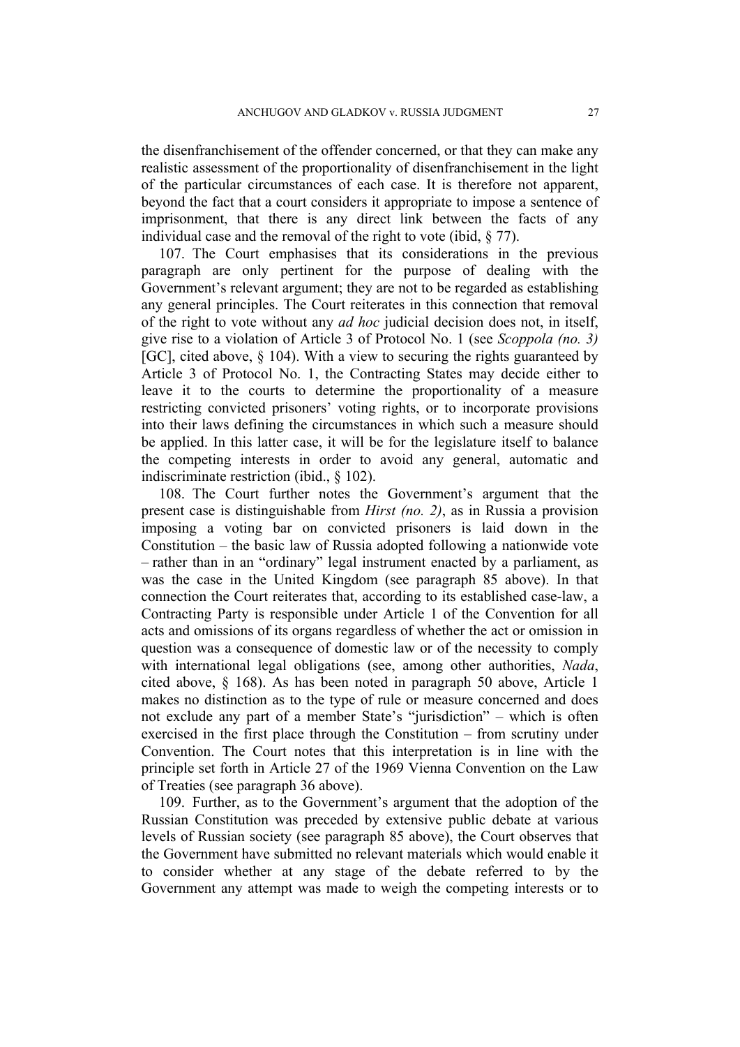the disenfranchisement of the offender concerned, or that they can make any realistic assessment of the proportionality of disenfranchisement in the light of the particular circumstances of each case. It is therefore not apparent, beyond the fact that a court considers it appropriate to impose a sentence of imprisonment, that there is any direct link between the facts of any individual case and the removal of the right to vote (ibid, § 77).

107. The Court emphasises that its considerations in the previous paragraph are only pertinent for the purpose of dealing with the Government's relevant argument; they are not to be regarded as establishing any general principles. The Court reiterates in this connection that removal of the right to vote without any *ad hoc* judicial decision does not, in itself, give rise to a violation of Article 3 of Protocol No. 1 (see *Scoppola (no. 3)* [GC], cited above, § 104). With a view to securing the rights guaranteed by Article 3 of Protocol No. 1, the Contracting States may decide either to leave it to the courts to determine the proportionality of a measure restricting convicted prisoners' voting rights, or to incorporate provisions into their laws defining the circumstances in which such a measure should be applied. In this latter case, it will be for the legislature itself to balance the competing interests in order to avoid any general, automatic and indiscriminate restriction (ibid., § 102).

108. The Court further notes the Government's argument that the present case is distinguishable from *Hirst (no. 2)*, as in Russia a provision imposing a voting bar on convicted prisoners is laid down in the Constitution – the basic law of Russia adopted following a nationwide vote – rather than in an "ordinary" legal instrument enacted by a parliament, as was the case in the United Kingdom (see paragraph 85 above). In that connection the Court reiterates that, according to its established case-law, a Contracting Party is responsible under Article 1 of the Convention for all acts and omissions of its organs regardless of whether the act or omission in question was a consequence of domestic law or of the necessity to comply with international legal obligations (see, among other authorities, *Nada*, cited above, § 168). As has been noted in paragraph 50 above, Article 1 makes no distinction as to the type of rule or measure concerned and does not exclude any part of a member State's "jurisdiction" – which is often exercised in the first place through the Constitution – from scrutiny under Convention. The Court notes that this interpretation is in line with the principle set forth in Article 27 of the 1969 Vienna Convention on the Law of Treaties (see paragraph 36 above).

109. Further, as to the Government's argument that the adoption of the Russian Constitution was preceded by extensive public debate at various levels of Russian society (see paragraph 85 above), the Court observes that the Government have submitted no relevant materials which would enable it to consider whether at any stage of the debate referred to by the Government any attempt was made to weigh the competing interests or to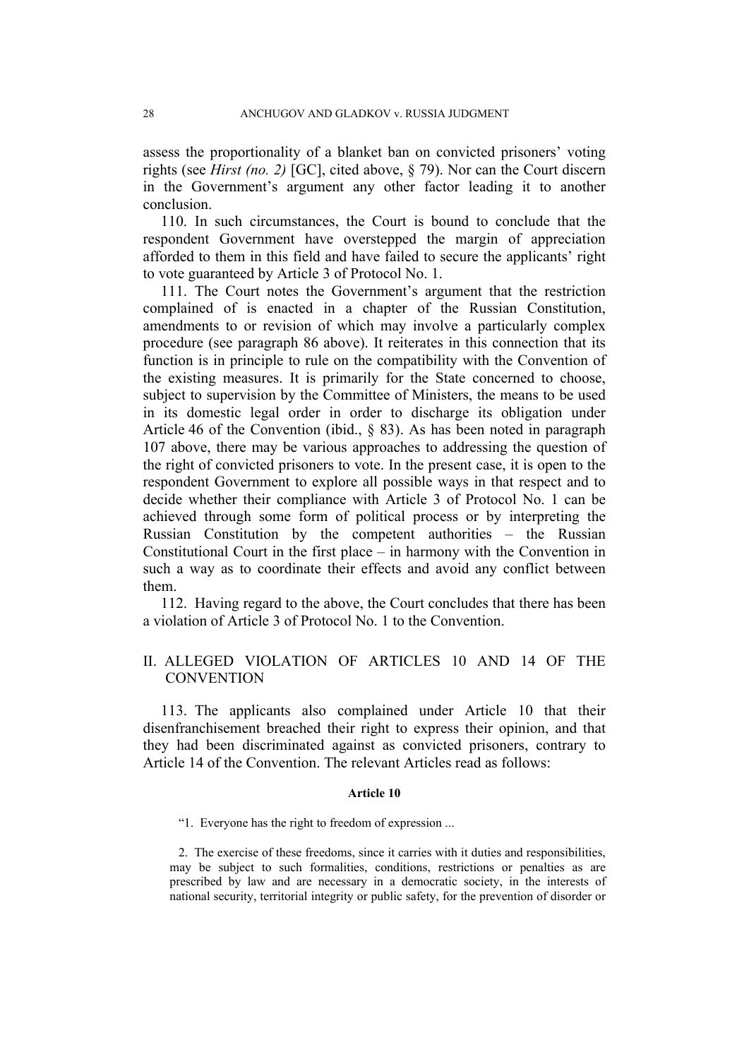assess the proportionality of a blanket ban on convicted prisoners' voting rights (see *Hirst (no. 2)* [GC], cited above, § 79). Nor can the Court discern in the Government's argument any other factor leading it to another conclusion.

110. In such circumstances, the Court is bound to conclude that the respondent Government have overstepped the margin of appreciation afforded to them in this field and have failed to secure the applicants' right to vote guaranteed by Article 3 of Protocol No. 1.

111. The Court notes the Government's argument that the restriction complained of is enacted in a chapter of the Russian Constitution, amendments to or revision of which may involve a particularly complex procedure (see paragraph 86 above). It reiterates in this connection that its function is in principle to rule on the compatibility with the Convention of the existing measures. It is primarily for the State concerned to choose, subject to supervision by the Committee of Ministers, the means to be used in its domestic legal order in order to discharge its obligation under Article 46 of the Convention (ibid., § 83). As has been noted in paragraph 107 above, there may be various approaches to addressing the question of the right of convicted prisoners to vote. In the present case, it is open to the respondent Government to explore all possible ways in that respect and to decide whether their compliance with Article 3 of Protocol No. 1 can be achieved through some form of political process or by interpreting the Russian Constitution by the competent authorities – the Russian Constitutional Court in the first place – in harmony with the Convention in such a way as to coordinate their effects and avoid any conflict between them.

112. Having regard to the above, the Court concludes that there has been a violation of Article 3 of Protocol No. 1 to the Convention.

## II. ALLEGED VIOLATION OF ARTICLES 10 AND 14 OF THE CONVENTION

113. The applicants also complained under Article 10 that their disenfranchisement breached their right to express their opinion, and that they had been discriminated against as convicted prisoners, contrary to Article 14 of the Convention. The relevant Articles read as follows:

**Article 10**

"1. Everyone has the right to freedom of expression ...

2. The exercise of these freedoms, since it carries with it duties and responsibilities, may be subject to such formalities, conditions, restrictions or penalties as are prescribed by law and are necessary in a democratic society, in the interests of national security, territorial integrity or public safety, for the prevention of disorder or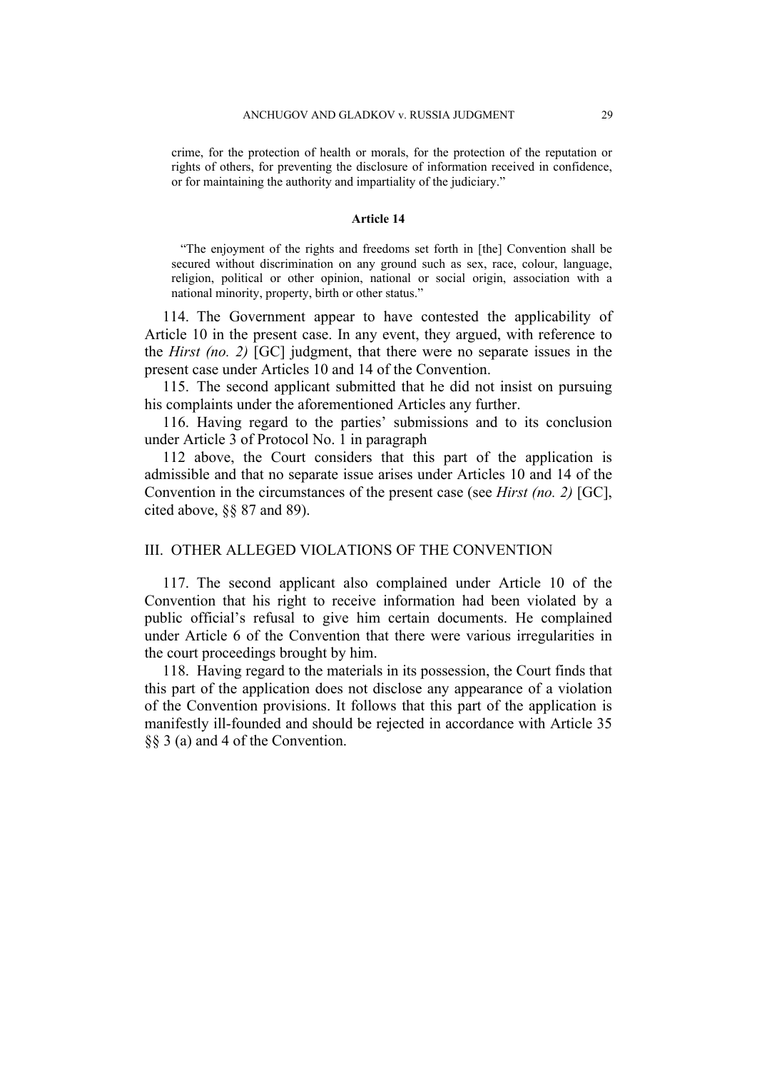crime, for the protection of health or morals, for the protection of the reputation or rights of others, for preventing the disclosure of information received in confidence, or for maintaining the authority and impartiality of the judiciary."

**Article 14**

"The enjoyment of the rights and freedoms set forth in [the] Convention shall be secured without discrimination on any ground such as sex, race, colour, language, religion, political or other opinion, national or social origin, association with a national minority, property, birth or other status."

114. The Government appear to have contested the applicability of Article 10 in the present case. In any event, they argued, with reference to the *Hirst (no. 2)* [GC] judgment, that there were no separate issues in the present case under Articles 10 and 14 of the Convention.

115. The second applicant submitted that he did not insist on pursuing his complaints under the aforementioned Articles any further.

116. Having regard to the parties' submissions and to its conclusion under Article 3 of Protocol No. 1 in paragraph 112 above, the Court considers that this part of the application is admissible and that no separate issue arises under Articles 10 and 14 of the Convention in the circumstances of the present case (see *Hirst (no. 2)* [GC], cited above, §§ 87 and 89).

## III. OTHER ALLEGED VIOLATIONS OF THE CONVENTION

117. The second applicant also complained under Article 10 of the Convention that his right to receive information had been violated by a public official's refusal to give him certain documents. He complained under Article 6 of the Convention that there were various irregularities in the court proceedings brought by him.

118. Having regard to the materials in its possession, the Court finds that this part of the application does not disclose any appearance of a violation of the Convention provisions. It follows that this part of the application is manifestly ill-founded and should be rejected in accordance with Article 35 §§ 3 (a) and 4 of the Convention.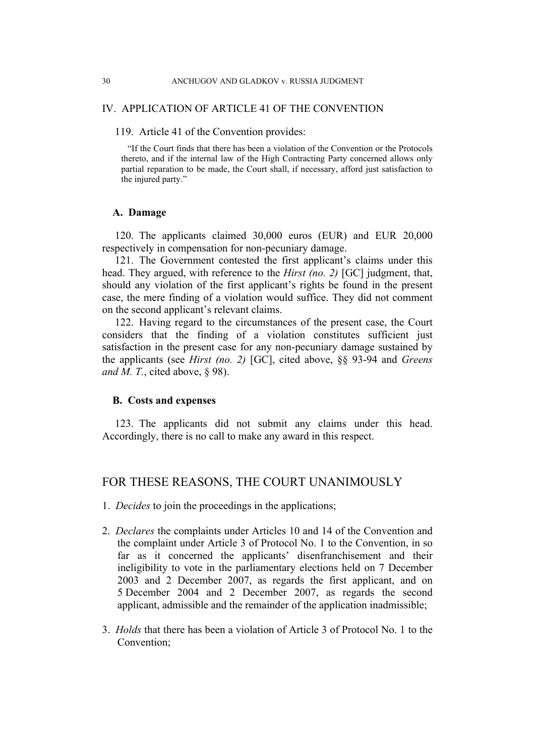## IV. APPLICATION OF ARTICLE 41 OF THE CONVENTION

119. Article 41 of the Convention provides:

> "If the Court finds that there has been a violation of the Convention or the Protocols thereto, and if the internal law of the High Contracting Party concerned allows only partial reparation to be made, the Court shall, if necessary, afford just satisfaction to the injured party."

### A. Damage

120. The applicants claimed 30,000 euros (EUR) and EUR 20,000 respectively in compensation for non-pecuniary damage.

121. The Government contested the first applicant's claims under this head. They argued, with reference to the *Hirst (no. 2)* [GC] judgment, that, should any violation of the first applicant's rights be found in the present case, the mere finding of a violation would suffice. They did not comment on the second applicant's relevant claims.

122. Having regard to the circumstances of the present case, the Court considers that the finding of a violation constitutes sufficient just satisfaction in the present case for any non-pecuniary damage sustained by the applicants (see *Hirst (no. 2)* [GC], cited above, §§ 93-94 and *Greens and M. T.*, cited above, § 98).

### B. Costs and expenses

123. The applicants did not submit any claims under this head. Accordingly, there is no call to make any award in this respect.

## FOR THESE REASONS, THE COURT UNANIMOUSLY

1. *Decides* to join the proceedings in the applications;

2. *Declares* the complaints under Articles 10 and 14 of the Convention and the complaint under Article 3 of Protocol No. 1 to the Convention, in so far as it concerned the applicants' disenfranchisement and their ineligibility to vote in the parliamentary elections held on 7 December 2003 and 2 December 2007, as regards the first applicant, and on 5 December 2004 and 2 December 2007, as regards the second applicant, admissible and the remainder of the application inadmissible;

3. *Holds* that there has been a violation of Article 3 of Protocol No. 1 to the Convention;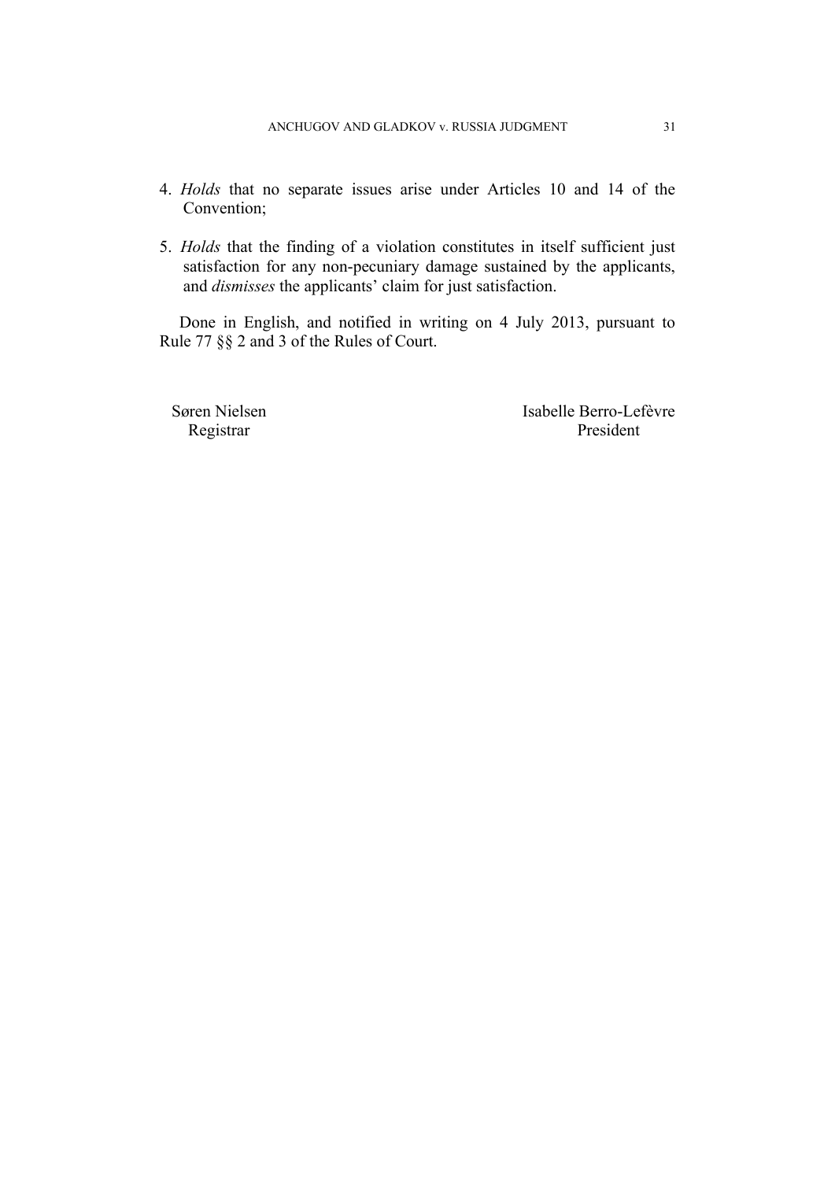4. *Holds* that no separate issues arise under Articles 10 and 14 of the Convention;

5. *Holds* that the finding of a violation constitutes in itself sufficient just satisfaction for any non-pecuniary damage sustained by the applicants, and *dismisses* the applicants' claim for just satisfaction.

Done in English, and notified in writing on 4 July 2013, pursuant to Rule 77 §§ 2 and 3 of the Rules of Court.

Søren Nielsen
Registrar

Isabelle Berro-Lefèvre
President